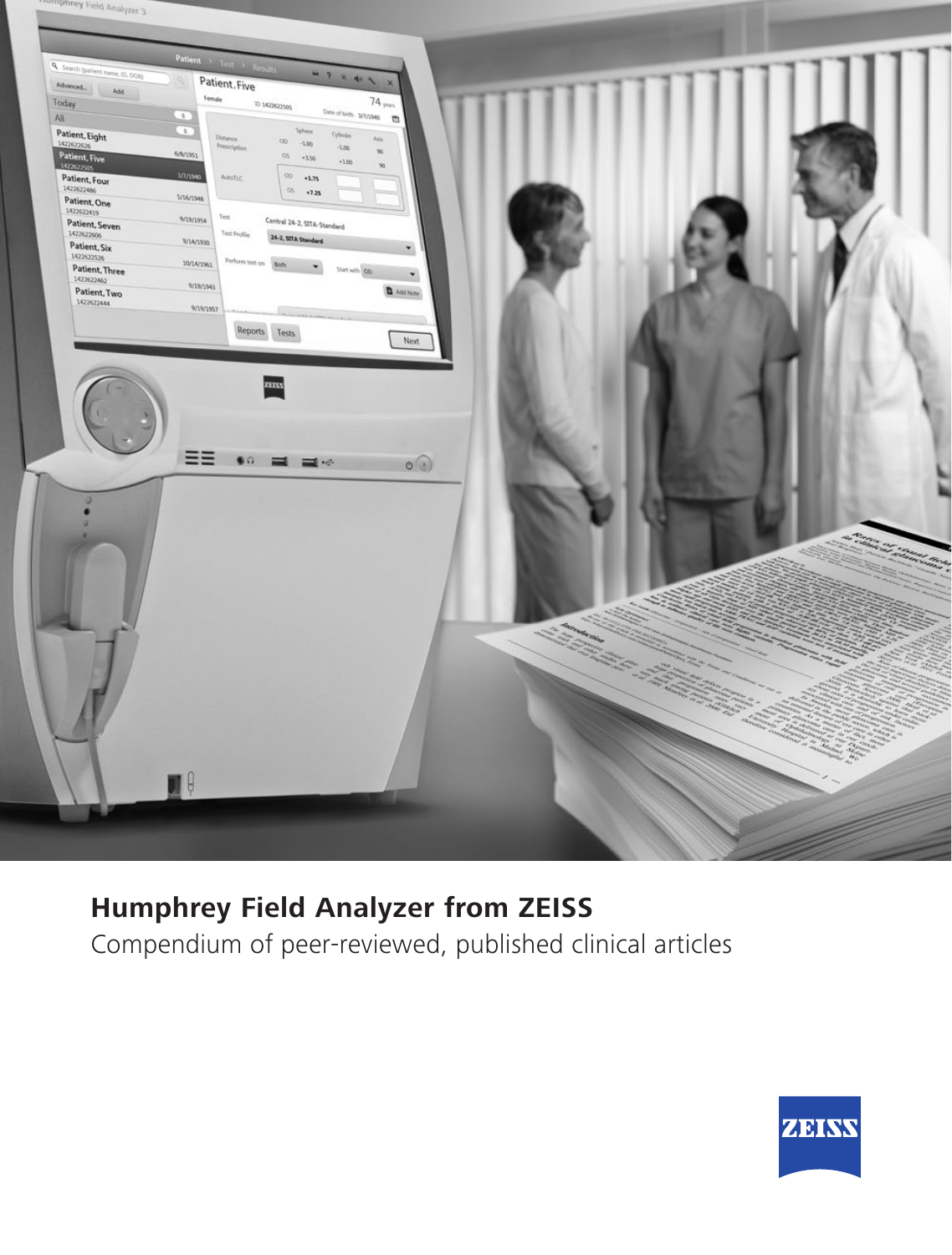# Humphrey Field Analyzer from ZEISS

Compendium of peer-reviewed, published clinical articles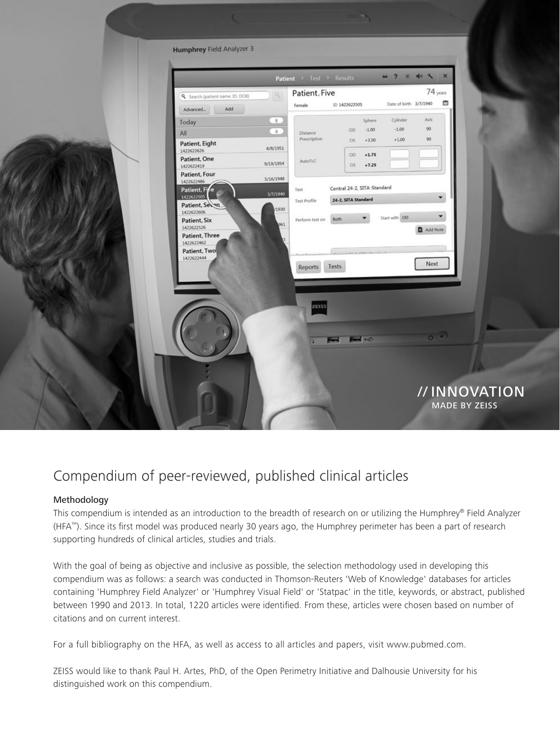# Compendium of peer-reviewed, published clinical articles

## Methodology

This compendium is intended as an introduction to the breadth of research on or utilizing the Humphrey® Field Analyzer (HFA™). Since its first model was produced nearly 30 years ago, the Humphrey perimeter has been a part of research supporting hundreds of clinical articles, studies and trials.

With the goal of being as objective and inclusive as possible, the selection methodology used in developing this compendium was as follows: a search was conducted in Thomson-Reuters 'Web of Knowledge' databases for articles containing 'Humphrey Field Analyzer' or 'Humphrey Visual Field' or 'Statpac' in the title, keywords, or abstract, published between 1990 and 2013. In total, 1220 articles were identified. From these, articles were chosen based on number of citations and on current interest.

For a full bibliography on the HFA, as well as access to all articles and papers, visit www.pubmed.com.

ZEISS would like to thank Paul H. Artes, PhD, of the Open Perimetry Initiative and Dalhousie University for his distinguished work on this compendium.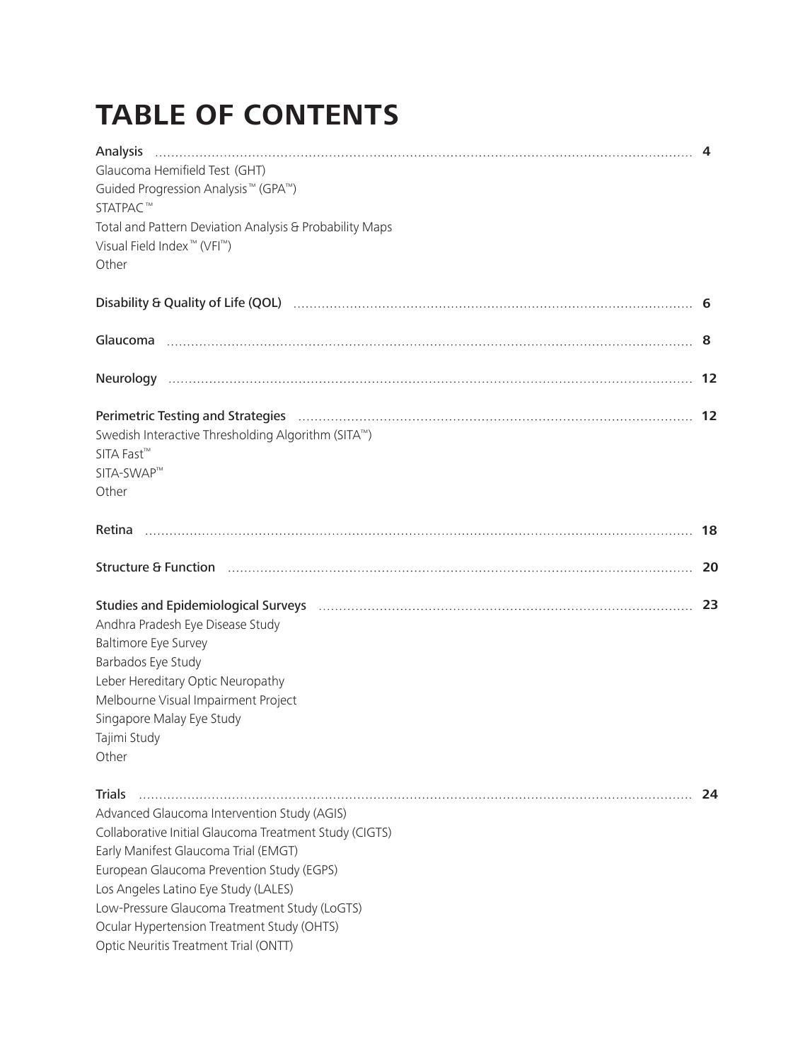# TABLE OF CONTENTS

**Analysis** .......... **4**

Glaucoma Hemifield Test (GHT)
Guided Progression Analysis™ (GPA™)
STATPAC™
Total and Pattern Deviation Analysis & Probability Maps
Visual Field Index™ (VFI™)
Other

**Disability & Quality of Life (QOL)** .......... **6**

**Glaucoma** .......... **8**

**Neurology** .......... **12**

**Perimetric Testing and Strategies** .......... **12**

Swedish Interactive Thresholding Algorithm (SITA™)
SITA Fast™
SITA-SWAP™
Other

**Retina** .......... **18**

**Structure & Function** .......... **20**

**Studies and Epidemiological Surveys** .......... **23**

Andhra Pradesh Eye Disease Study
Baltimore Eye Survey
Barbados Eye Study
Leber Hereditary Optic Neuropathy
Melbourne Visual Impairment Project
Singapore Malay Eye Study
Tajimi Study
Other

**Trials** .......... **24**

Advanced Glaucoma Intervention Study (AGIS)
Collaborative Initial Glaucoma Treatment Study (CIGTS)
Early Manifest Glaucoma Trial (EMGT)
European Glaucoma Prevention Study (EGPS)
Los Angeles Latino Eye Study (LALES)
Low-Pressure Glaucoma Treatment Study (LoGTS)
Ocular Hypertension Treatment Study (OHTS)
Optic Neuritis Treatment Trial (ONTT)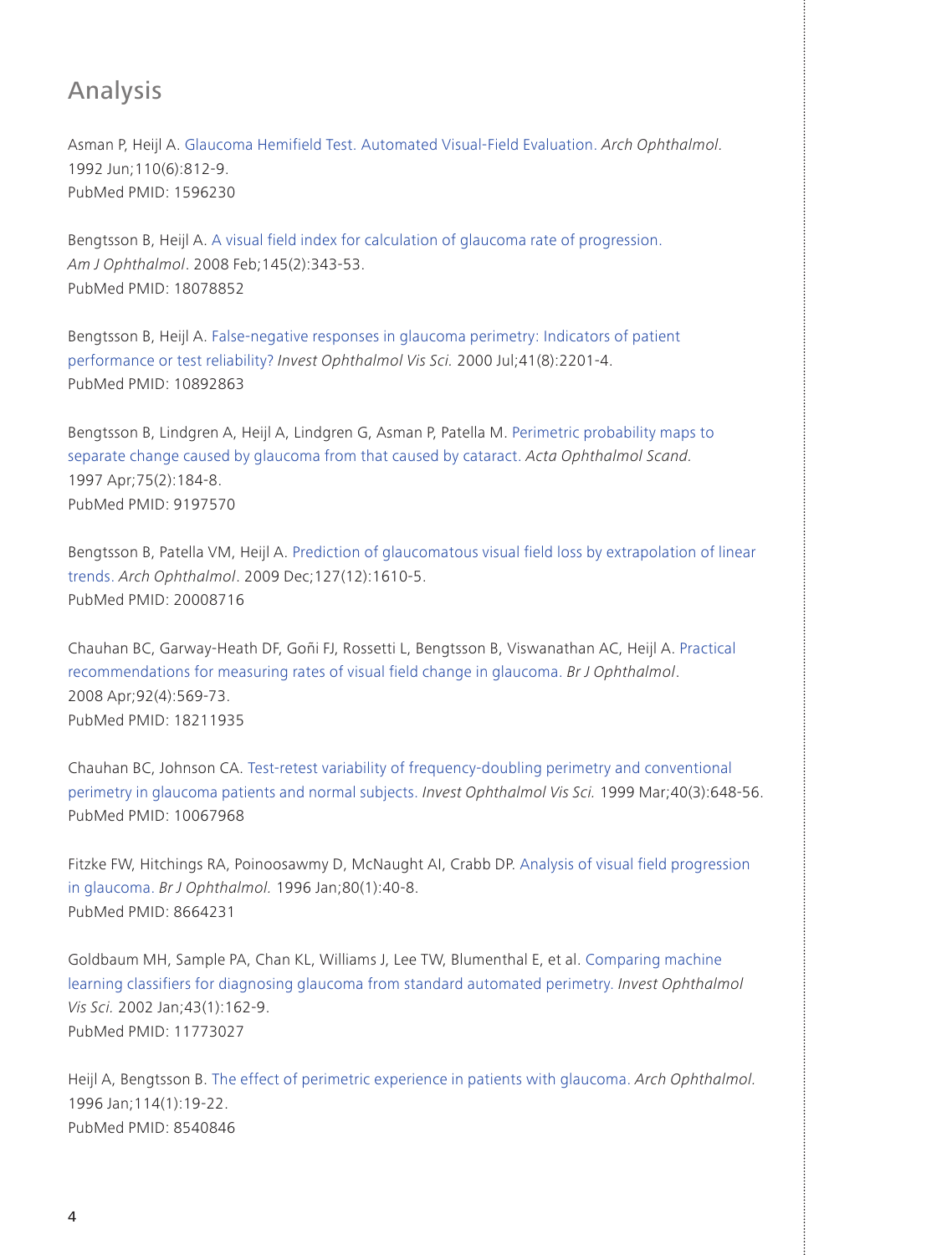## Analysis

Asman P, Heijl A. Glaucoma Hemifield Test. Automated Visual-Field Evaluation. *Arch Ophthalmol.* 1992 Jun;110(6):812-9.
PubMed PMID: 1596230

Bengtsson B, Heijl A. A visual field index for calculation of glaucoma rate of progression. *Am J Ophthalmol*. 2008 Feb;145(2):343-53.
PubMed PMID: 18078852

Bengtsson B, Heijl A. False-negative responses in glaucoma perimetry: Indicators of patient performance or test reliability? *Invest Ophthalmol Vis Sci.* 2000 Jul;41(8):2201-4.
PubMed PMID: 10892863

Bengtsson B, Lindgren A, Heijl A, Lindgren G, Asman P, Patella M. Perimetric probability maps to separate change caused by glaucoma from that caused by cataract. *Acta Ophthalmol Scand.* 1997 Apr;75(2):184-8.
PubMed PMID: 9197570

Bengtsson B, Patella VM, Heijl A. Prediction of glaucomatous visual field loss by extrapolation of linear trends. *Arch Ophthalmol*. 2009 Dec;127(12):1610-5.
PubMed PMID: 20008716

Chauhan BC, Garway-Heath DF, Goñi FJ, Rossetti L, Bengtsson B, Viswanathan AC, Heijl A. Practical recommendations for measuring rates of visual field change in glaucoma. *Br J Ophthalmol*. 2008 Apr;92(4):569-73.
PubMed PMID: 18211935

Chauhan BC, Johnson CA. Test-retest variability of frequency-doubling perimetry and conventional perimetry in glaucoma patients and normal subjects. *Invest Ophthalmol Vis Sci.* 1999 Mar;40(3):648-56.
PubMed PMID: 10067968

Fitzke FW, Hitchings RA, Poinoosawmy D, McNaught AI, Crabb DP. Analysis of visual field progression in glaucoma. *Br J Ophthalmol.* 1996 Jan;80(1):40-8.
PubMed PMID: 8664231

Goldbaum MH, Sample PA, Chan KL, Williams J, Lee TW, Blumenthal E, et al. Comparing machine learning classifiers for diagnosing glaucoma from standard automated perimetry. *Invest Ophthalmol Vis Sci.* 2002 Jan;43(1):162-9.
PubMed PMID: 11773027

Heijl A, Bengtsson B. The effect of perimetric experience in patients with glaucoma. *Arch Ophthalmol.* 1996 Jan;114(1):19-22.
PubMed PMID: 8540846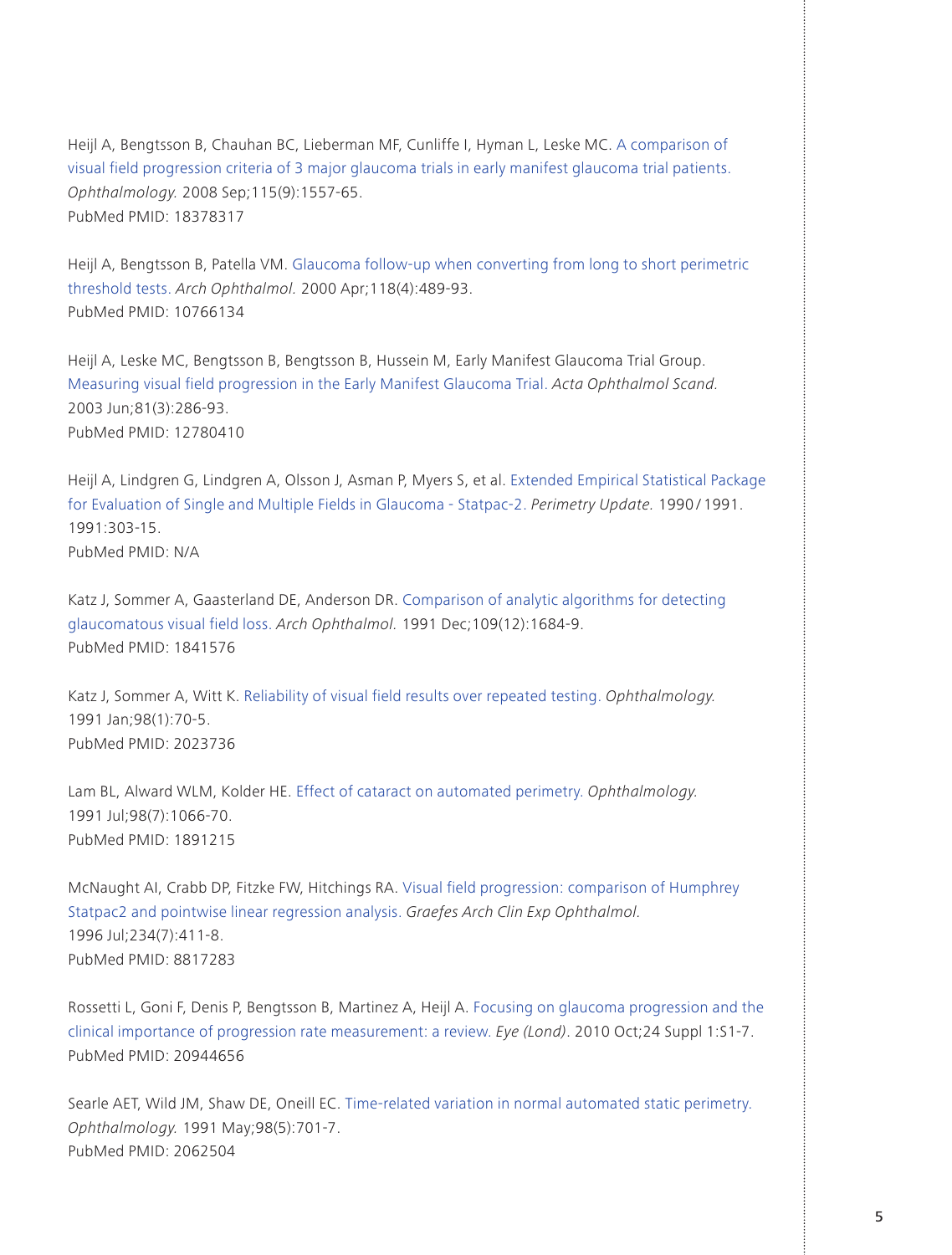Heijl A, Bengtsson B, Chauhan BC, Lieberman MF, Cunliffe I, Hyman L, Leske MC. A comparison of visual field progression criteria of 3 major glaucoma trials in early manifest glaucoma trial patients. *Ophthalmology.* 2008 Sep;115(9):1557-65.
PubMed PMID: 18378317

Heijl A, Bengtsson B, Patella VM. Glaucoma follow-up when converting from long to short perimetric threshold tests. *Arch Ophthalmol.* 2000 Apr;118(4):489-93.
PubMed PMID: 10766134

Heijl A, Leske MC, Bengtsson B, Bengtsson B, Hussein M, Early Manifest Glaucoma Trial Group. Measuring visual field progression in the Early Manifest Glaucoma Trial. *Acta Ophthalmol Scand.* 2003 Jun;81(3):286-93.
PubMed PMID: 12780410

Heijl A, Lindgren G, Lindgren A, Olsson J, Asman P, Myers S, et al. Extended Empirical Statistical Package for Evaluation of Single and Multiple Fields in Glaucoma - Statpac-2. *Perimetry Update.* 1990/1991. 1991:303-15.
PubMed PMID: N/A

Katz J, Sommer A, Gaasterland DE, Anderson DR. Comparison of analytic algorithms for detecting glaucomatous visual field loss. *Arch Ophthalmol.* 1991 Dec;109(12):1684-9.
PubMed PMID: 1841576

Katz J, Sommer A, Witt K. Reliability of visual field results over repeated testing. *Ophthalmology.* 1991 Jan;98(1):70-5.
PubMed PMID: 2023736

Lam BL, Alward WLM, Kolder HE. Effect of cataract on automated perimetry. *Ophthalmology.* 1991 Jul;98(7):1066-70.
PubMed PMID: 1891215

McNaught AI, Crabb DP, Fitzke FW, Hitchings RA. Visual field progression: comparison of Humphrey Statpac2 and pointwise linear regression analysis. *Graefes Arch Clin Exp Ophthalmol.* 1996 Jul;234(7):411-8.
PubMed PMID: 8817283

Rossetti L, Goni F, Denis P, Bengtsson B, Martinez A, Heijl A. Focusing on glaucoma progression and the clinical importance of progression rate measurement: a review. *Eye (Lond)*. 2010 Oct;24 Suppl 1:S1-7.
PubMed PMID: 20944656

Searle AET, Wild JM, Shaw DE, Oneill EC. Time-related variation in normal automated static perimetry. *Ophthalmology.* 1991 May;98(5):701-7.
PubMed PMID: 2062504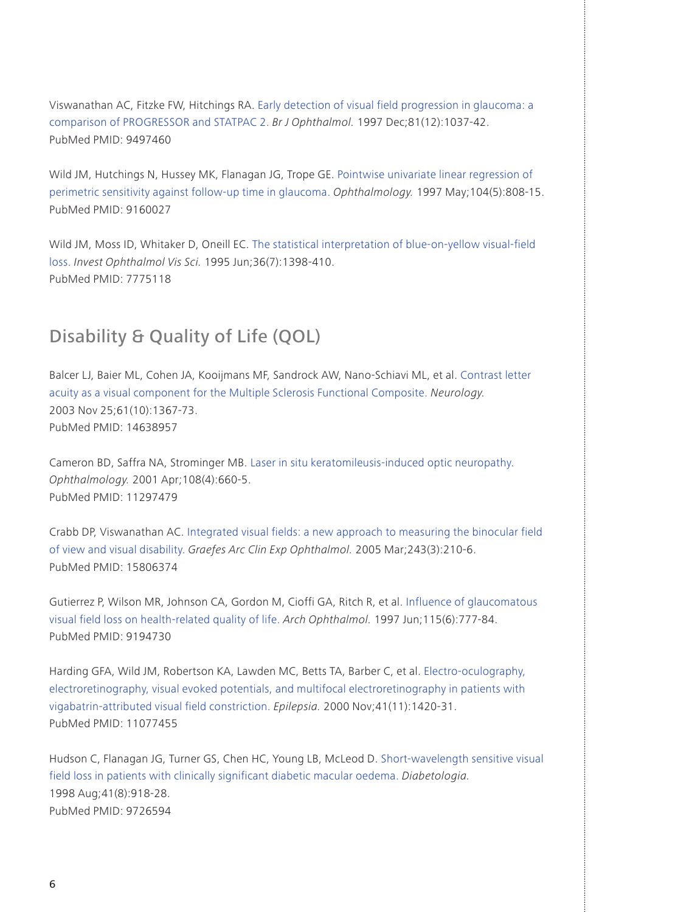Viswanathan AC, Fitzke FW, Hitchings RA. Early detection of visual field progression in glaucoma: a comparison of PROGRESSOR and STATPAC 2. *Br J Ophthalmol.* 1997 Dec;81(12):1037-42.
PubMed PMID: 9497460

Wild JM, Hutchings N, Hussey MK, Flanagan JG, Trope GE. Pointwise univariate linear regression of perimetric sensitivity against follow-up time in glaucoma. *Ophthalmology.* 1997 May;104(5):808-15.
PubMed PMID: 9160027

Wild JM, Moss ID, Whitaker D, Oneill EC. The statistical interpretation of blue-on-yellow visual-field loss. *Invest Ophthalmol Vis Sci.* 1995 Jun;36(7):1398-410.
PubMed PMID: 7775118

## Disability & Quality of Life (QOL)

Balcer LJ, Baier ML, Cohen JA, Kooijmans MF, Sandrock AW, Nano-Schiavi ML, et al. Contrast letter acuity as a visual component for the Multiple Sclerosis Functional Composite. *Neurology.* 2003 Nov 25;61(10):1367-73.
PubMed PMID: 14638957

Cameron BD, Saffra NA, Strominger MB. Laser in situ keratomileusis-induced optic neuropathy. *Ophthalmology.* 2001 Apr;108(4):660-5.
PubMed PMID: 11297479

Crabb DP, Viswanathan AC. Integrated visual fields: a new approach to measuring the binocular field of view and visual disability. *Graefes Arc Clin Exp Ophthalmol.* 2005 Mar;243(3):210-6.
PubMed PMID: 15806374

Gutierrez P, Wilson MR, Johnson CA, Gordon M, Cioffi GA, Ritch R, et al. Influence of glaucomatous visual field loss on health-related quality of life. *Arch Ophthalmol.* 1997 Jun;115(6):777-84.
PubMed PMID: 9194730

Harding GFA, Wild JM, Robertson KA, Lawden MC, Betts TA, Barber C, et al. Electro-oculography, electroretinography, visual evoked potentials, and multifocal electroretinography in patients with vigabatrin-attributed visual field constriction. *Epilepsia.* 2000 Nov;41(11):1420-31.
PubMed PMID: 11077455

Hudson C, Flanagan JG, Turner GS, Chen HC, Young LB, McLeod D. Short-wavelength sensitive visual field loss in patients with clinically significant diabetic macular oedema. *Diabetologia.* 1998 Aug;41(8):918-28.
PubMed PMID: 9726594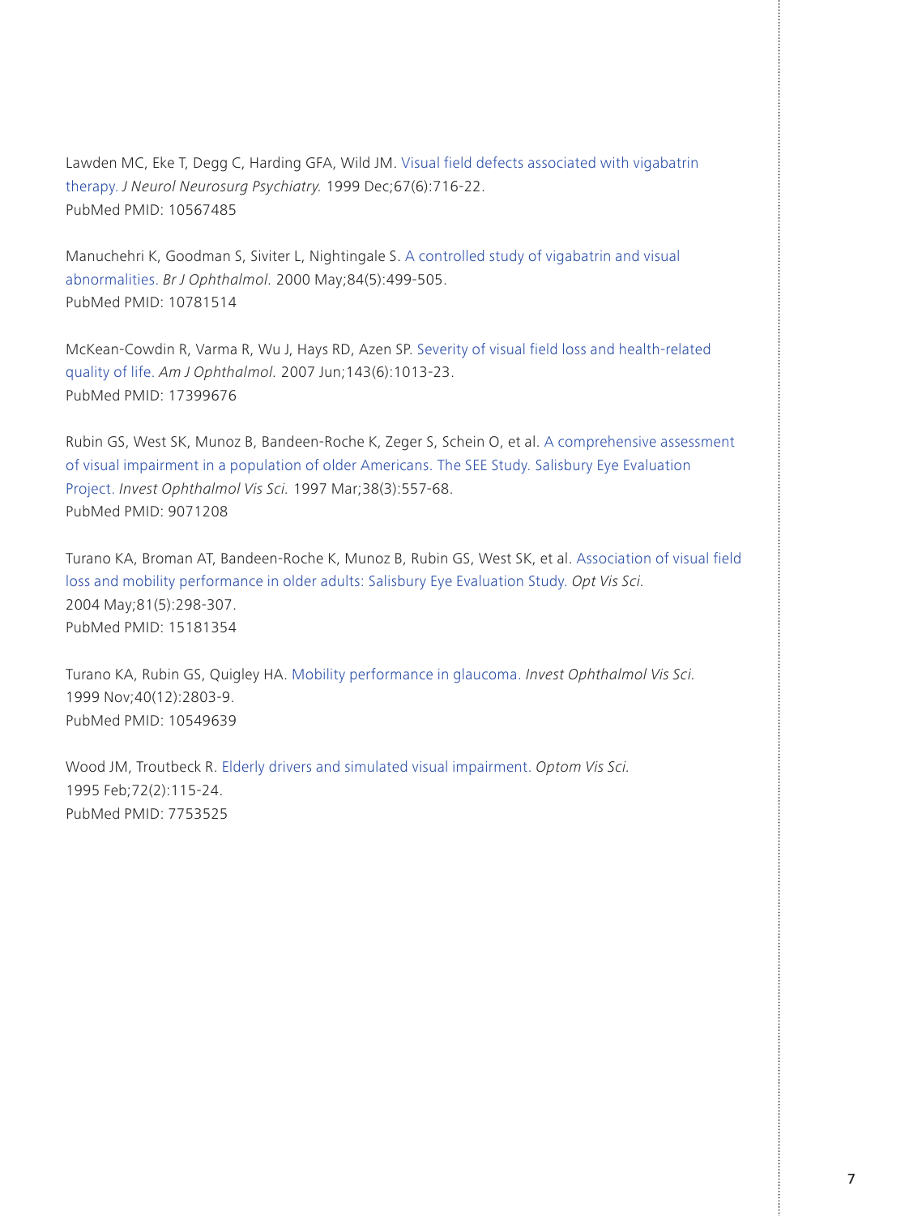Lawden MC, Eke T, Degg C, Harding GFA, Wild JM. Visual field defects associated with vigabatrin therapy. *J Neurol Neurosurg Psychiatry.* 1999 Dec;67(6):716-22.
PubMed PMID: 10567485

Manuchehri K, Goodman S, Siviter L, Nightingale S. A controlled study of vigabatrin and visual abnormalities. *Br J Ophthalmol.* 2000 May;84(5):499-505.
PubMed PMID: 10781514

McKean-Cowdin R, Varma R, Wu J, Hays RD, Azen SP. Severity of visual field loss and health-related quality of life. *Am J Ophthalmol.* 2007 Jun;143(6):1013-23.
PubMed PMID: 17399676

Rubin GS, West SK, Munoz B, Bandeen-Roche K, Zeger S, Schein O, et al. A comprehensive assessment of visual impairment in a population of older Americans. The SEE Study. Salisbury Eye Evaluation Project. *Invest Ophthalmol Vis Sci.* 1997 Mar;38(3):557-68.
PubMed PMID: 9071208

Turano KA, Broman AT, Bandeen-Roche K, Munoz B, Rubin GS, West SK, et al. Association of visual field loss and mobility performance in older adults: Salisbury Eye Evaluation Study. *Opt Vis Sci.* 2004 May;81(5):298-307.
PubMed PMID: 15181354

Turano KA, Rubin GS, Quigley HA. Mobility performance in glaucoma. *Invest Ophthalmol Vis Sci.* 1999 Nov;40(12):2803-9.
PubMed PMID: 10549639

Wood JM, Troutbeck R. Elderly drivers and simulated visual impairment. *Optom Vis Sci.* 1995 Feb;72(2):115-24.
PubMed PMID: 7753525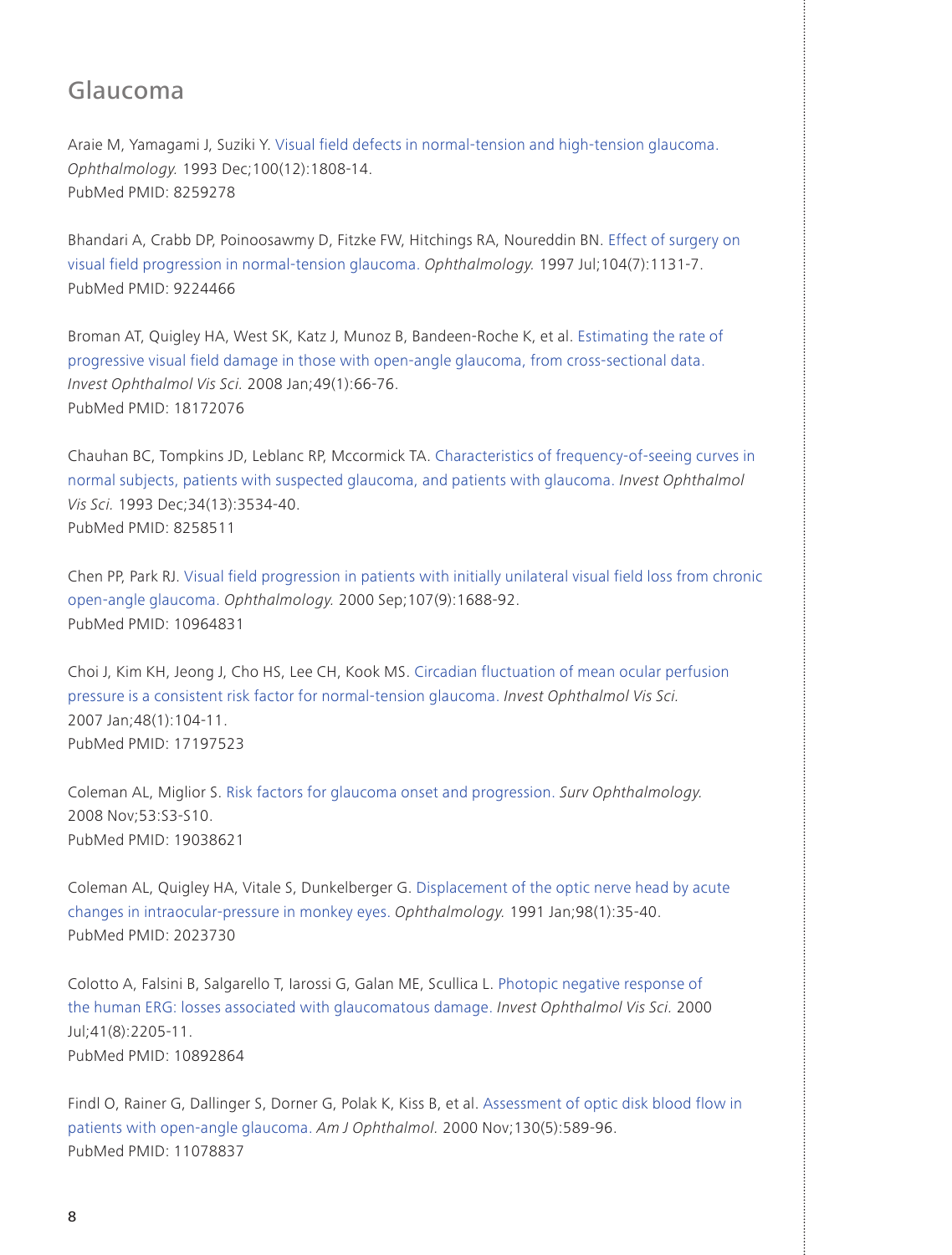## Glaucoma

Araie M, Yamagami J, Suziki Y. Visual field defects in normal-tension and high-tension glaucoma. *Ophthalmology.* 1993 Dec;100(12):1808-14.
PubMed PMID: 8259278

Bhandari A, Crabb DP, Poinoosawmy D, Fitzke FW, Hitchings RA, Noureddin BN. Effect of surgery on visual field progression in normal-tension glaucoma. *Ophthalmology.* 1997 Jul;104(7):1131-7.
PubMed PMID: 9224466

Broman AT, Quigley HA, West SK, Katz J, Munoz B, Bandeen-Roche K, et al. Estimating the rate of progressive visual field damage in those with open-angle glaucoma, from cross-sectional data. *Invest Ophthalmol Vis Sci.* 2008 Jan;49(1):66-76.
PubMed PMID: 18172076

Chauhan BC, Tompkins JD, Leblanc RP, Mccormick TA. Characteristics of frequency-of-seeing curves in normal subjects, patients with suspected glaucoma, and patients with glaucoma. *Invest Ophthalmol Vis Sci.* 1993 Dec;34(13):3534-40.
PubMed PMID: 8258511

Chen PP, Park RJ. Visual field progression in patients with initially unilateral visual field loss from chronic open-angle glaucoma. *Ophthalmology.* 2000 Sep;107(9):1688-92.
PubMed PMID: 10964831

Choi J, Kim KH, Jeong J, Cho HS, Lee CH, Kook MS. Circadian fluctuation of mean ocular perfusion pressure is a consistent risk factor for normal-tension glaucoma. *Invest Ophthalmol Vis Sci.* 2007 Jan;48(1):104-11.
PubMed PMID: 17197523

Coleman AL, Miglior S. Risk factors for glaucoma onset and progression. *Surv Ophthalmology.* 2008 Nov;53:S3-S10.
PubMed PMID: 19038621

Coleman AL, Quigley HA, Vitale S, Dunkelberger G. Displacement of the optic nerve head by acute changes in intraocular-pressure in monkey eyes. *Ophthalmology.* 1991 Jan;98(1):35-40.
PubMed PMID: 2023730

Colotto A, Falsini B, Salgarello T, Iarossi G, Galan ME, Scullica L. Photopic negative response of the human ERG: losses associated with glaucomatous damage. *Invest Ophthalmol Vis Sci.* 2000 Jul;41(8):2205-11.
PubMed PMID: 10892864

Findl O, Rainer G, Dallinger S, Dorner G, Polak K, Kiss B, et al. Assessment of optic disk blood flow in patients with open-angle glaucoma. *Am J Ophthalmol.* 2000 Nov;130(5):589-96.
PubMed PMID: 11078837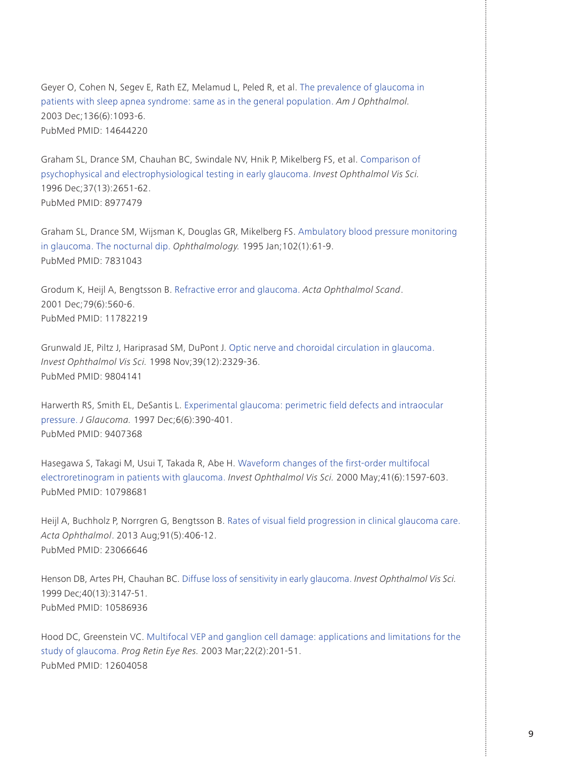Geyer O, Cohen N, Segev E, Rath EZ, Melamud L, Peled R, et al. The prevalence of glaucoma in patients with sleep apnea syndrome: same as in the general population. *Am J Ophthalmol.* 2003 Dec;136(6):1093-6.
PubMed PMID: 14644220

Graham SL, Drance SM, Chauhan BC, Swindale NV, Hnik P, Mikelberg FS, et al. Comparison of psychophysical and electrophysiological testing in early glaucoma. *Invest Ophthalmol Vis Sci.* 1996 Dec;37(13):2651-62.
PubMed PMID: 8977479

Graham SL, Drance SM, Wijsman K, Douglas GR, Mikelberg FS. Ambulatory blood pressure monitoring in glaucoma. The nocturnal dip. *Ophthalmology.* 1995 Jan;102(1):61-9.
PubMed PMID: 7831043

Grodum K, Heijl A, Bengtsson B. Refractive error and glaucoma. *Acta Ophthalmol Scand*. 2001 Dec;79(6):560-6.
PubMed PMID: 11782219

Grunwald JE, Piltz J, Hariprasad SM, DuPont J. Optic nerve and choroidal circulation in glaucoma. *Invest Ophthalmol Vis Sci.* 1998 Nov;39(12):2329-36.
PubMed PMID: 9804141

Harwerth RS, Smith EL, DeSantis L. Experimental glaucoma: perimetric field defects and intraocular pressure. *J Glaucoma.* 1997 Dec;6(6):390-401.
PubMed PMID: 9407368

Hasegawa S, Takagi M, Usui T, Takada R, Abe H. Waveform changes of the first-order multifocal electroretinogram in patients with glaucoma. *Invest Ophthalmol Vis Sci.* 2000 May;41(6):1597-603.
PubMed PMID: 10798681

Heijl A, Buchholz P, Norrgren G, Bengtsson B. Rates of visual field progression in clinical glaucoma care. *Acta Ophthalmol*. 2013 Aug;91(5):406-12.
PubMed PMID: 23066646

Henson DB, Artes PH, Chauhan BC. Diffuse loss of sensitivity in early glaucoma. *Invest Ophthalmol Vis Sci.* 1999 Dec;40(13):3147-51.
PubMed PMID: 10586936

Hood DC, Greenstein VC. Multifocal VEP and ganglion cell damage: applications and limitations for the study of glaucoma. *Prog Retin Eye Res.* 2003 Mar;22(2):201-51.
PubMed PMID: 12604058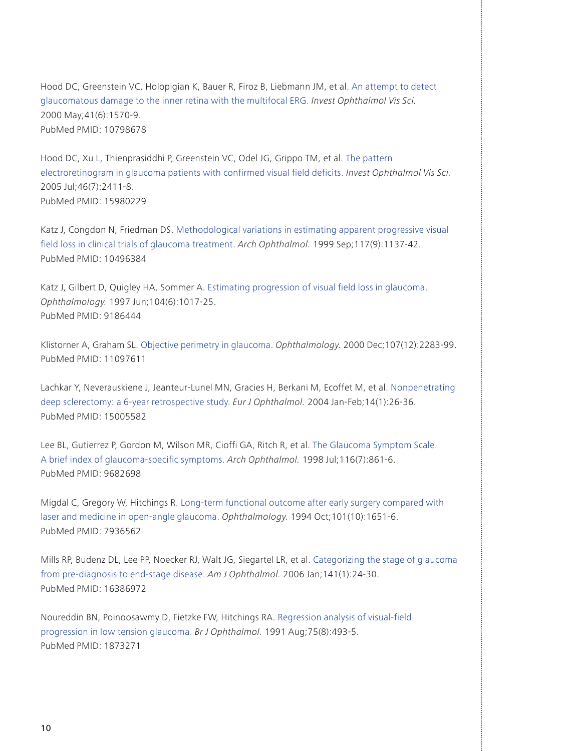Hood DC, Greenstein VC, Holopigian K, Bauer R, Firoz B, Liebmann JM, et al. An attempt to detect glaucomatous damage to the inner retina with the multifocal ERG. *Invest Ophthalmol Vis Sci.* 2000 May;41(6):1570-9.
PubMed PMID: 10798678

Hood DC, Xu L, Thienprasiddhi P, Greenstein VC, Odel JG, Grippo TM, et al. The pattern electroretinogram in glaucoma patients with confirmed visual field deficits. *Invest Ophthalmol Vis Sci.* 2005 Jul;46(7):2411-8.
PubMed PMID: 15980229

Katz J, Congdon N, Friedman DS. Methodological variations in estimating apparent progressive visual field loss in clinical trials of glaucoma treatment. *Arch Ophthalmol.* 1999 Sep;117(9):1137-42.
PubMed PMID: 10496384

Katz J, Gilbert D, Quigley HA, Sommer A. Estimating progression of visual field loss in glaucoma. *Ophthalmology.* 1997 Jun;104(6):1017-25.
PubMed PMID: 9186444

Klistorner A, Graham SL. Objective perimetry in glaucoma. *Ophthalmology.* 2000 Dec;107(12):2283-99.
PubMed PMID: 11097611

Lachkar Y, Neverauskiene J, Jeanteur-Lunel MN, Gracies H, Berkani M, Ecoffet M, et al. Nonpenetrating deep sclerectomy: a 6-year retrospective study. *Eur J Ophthalmol.* 2004 Jan-Feb;14(1):26-36.
PubMed PMID: 15005582

Lee BL, Gutierrez P, Gordon M, Wilson MR, Cioffi GA, Ritch R, et al. The Glaucoma Symptom Scale. A brief index of glaucoma-specific symptoms. *Arch Ophthalmol.* 1998 Jul;116(7):861-6.
PubMed PMID: 9682698

Migdal C, Gregory W, Hitchings R. Long-term functional outcome after early surgery compared with laser and medicine in open-angle glaucoma. *Ophthalmology.* 1994 Oct;101(10):1651-6.
PubMed PMID: 7936562

Mills RP, Budenz DL, Lee PP, Noecker RJ, Walt JG, Siegartel LR, et al. Categorizing the stage of glaucoma from pre-diagnosis to end-stage disease. *Am J Ophthalmol.* 2006 Jan;141(1):24-30.
PubMed PMID: 16386972

Noureddin BN, Poinoosawmy D, Fietzke FW, Hitchings RA. Regression analysis of visual-field progression in low tension glaucoma. *Br J Ophthalmol.* 1991 Aug;75(8):493-5.
PubMed PMID: 1873271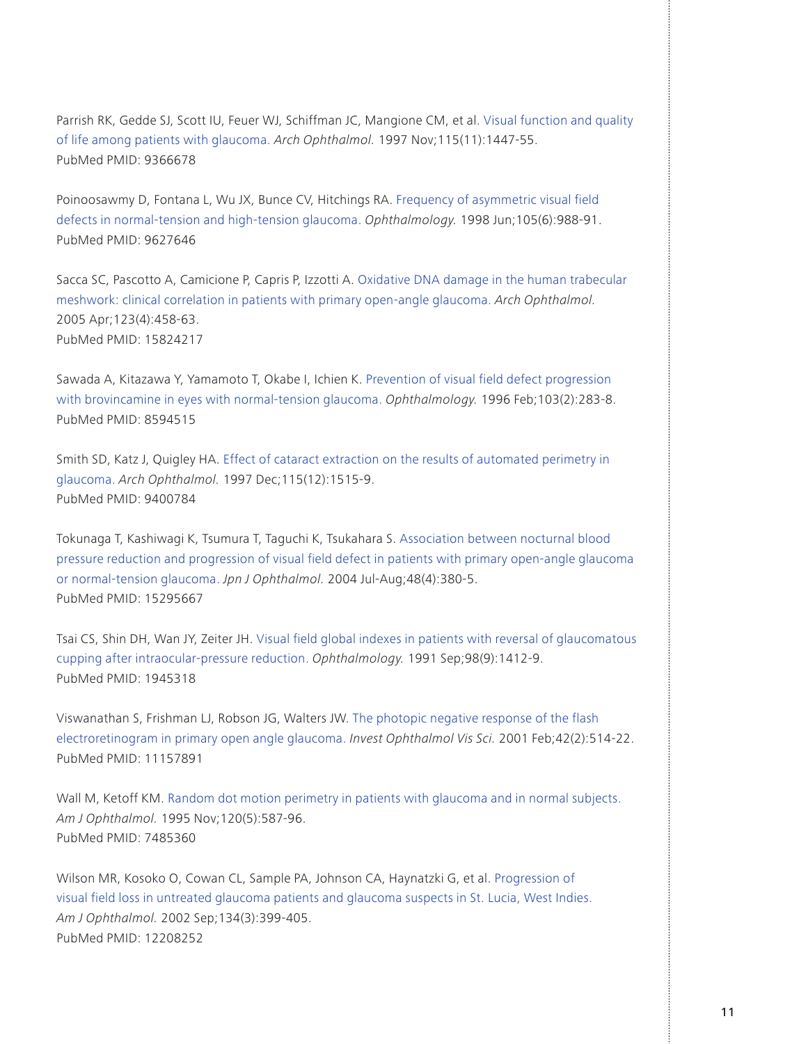Parrish RK, Gedde SJ, Scott IU, Feuer WJ, Schiffman JC, Mangione CM, et al. Visual function and quality of life among patients with glaucoma. *Arch Ophthalmol.* 1997 Nov;115(11):1447-55.
PubMed PMID: 9366678

Poinoosawmy D, Fontana L, Wu JX, Bunce CV, Hitchings RA. Frequency of asymmetric visual field defects in normal-tension and high-tension glaucoma. *Ophthalmology.* 1998 Jun;105(6):988-91.
PubMed PMID: 9627646

Sacca SC, Pascotto A, Camicione P, Capris P, Izzotti A. Oxidative DNA damage in the human trabecular meshwork: clinical correlation in patients with primary open-angle glaucoma. *Arch Ophthalmol.* 2005 Apr;123(4):458-63.
PubMed PMID: 15824217

Sawada A, Kitazawa Y, Yamamoto T, Okabe I, Ichien K. Prevention of visual field defect progression with brovincamine in eyes with normal-tension glaucoma. *Ophthalmology.* 1996 Feb;103(2):283-8.
PubMed PMID: 8594515

Smith SD, Katz J, Quigley HA. Effect of cataract extraction on the results of automated perimetry in glaucoma. *Arch Ophthalmol.* 1997 Dec;115(12):1515-9.
PubMed PMID: 9400784

Tokunaga T, Kashiwagi K, Tsumura T, Taguchi K, Tsukahara S. Association between nocturnal blood pressure reduction and progression of visual field defect in patients with primary open-angle glaucoma or normal-tension glaucoma. *Jpn J Ophthalmol.* 2004 Jul-Aug;48(4):380-5.
PubMed PMID: 15295667

Tsai CS, Shin DH, Wan JY, Zeiter JH. Visual field global indexes in patients with reversal of glaucomatous cupping after intraocular-pressure reduction. *Ophthalmology.* 1991 Sep;98(9):1412-9.
PubMed PMID: 1945318

Viswanathan S, Frishman LJ, Robson JG, Walters JW. The photopic negative response of the flash electroretinogram in primary open angle glaucoma. *Invest Ophthalmol Vis Sci.* 2001 Feb;42(2):514-22.
PubMed PMID: 11157891

Wall M, Ketoff KM. Random dot motion perimetry in patients with glaucoma and in normal subjects. *Am J Ophthalmol.* 1995 Nov;120(5):587-96.
PubMed PMID: 7485360

Wilson MR, Kosoko O, Cowan CL, Sample PA, Johnson CA, Haynatzki G, et al. Progression of visual field loss in untreated glaucoma patients and glaucoma suspects in St. Lucia, West Indies. *Am J Ophthalmol.* 2002 Sep;134(3):399-405.
PubMed PMID: 12208252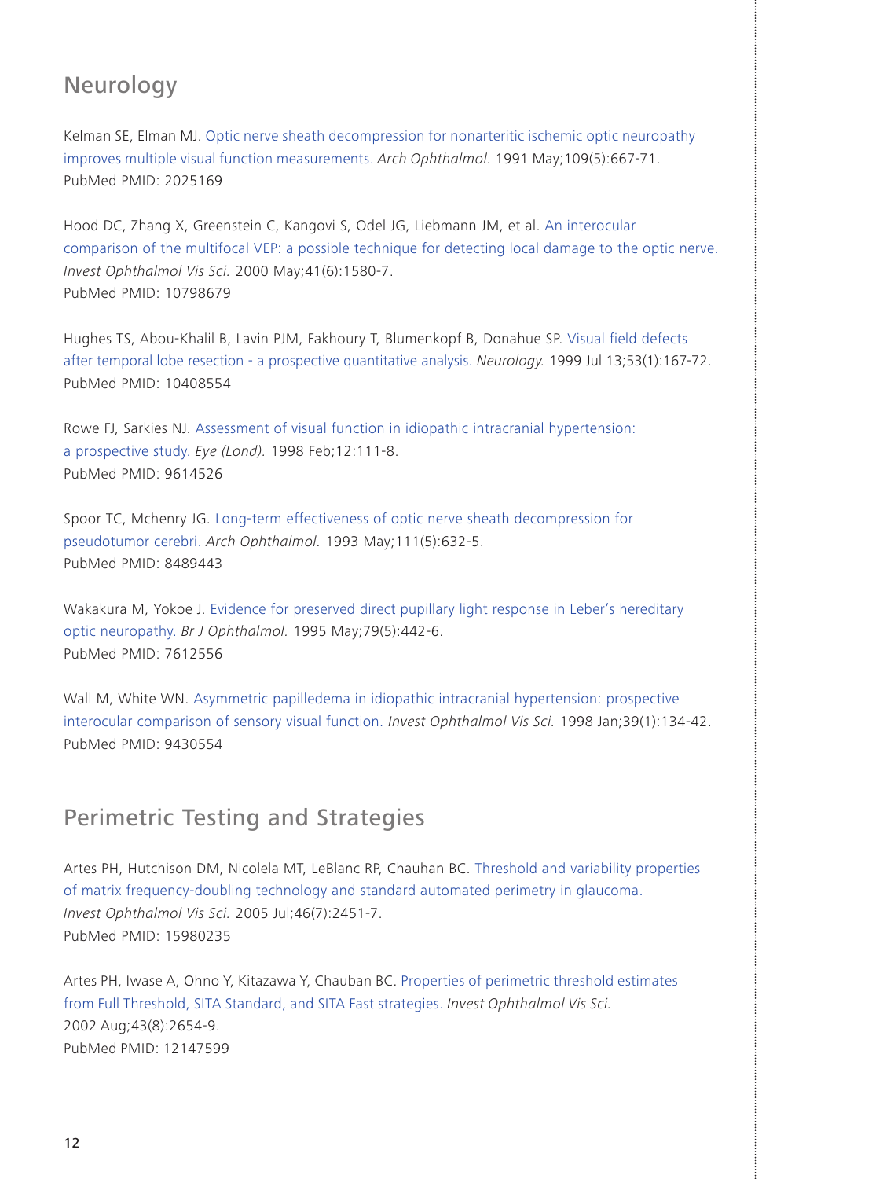## Neurology

Kelman SE, Elman MJ. Optic nerve sheath decompression for nonarteritic ischemic optic neuropathy improves multiple visual function measurements. *Arch Ophthalmol.* 1991 May;109(5):667-71.
PubMed PMID: 2025169

Hood DC, Zhang X, Greenstein C, Kangovi S, Odel JG, Liebmann JM, et al. An interocular comparison of the multifocal VEP: a possible technique for detecting local damage to the optic nerve. *Invest Ophthalmol Vis Sci.* 2000 May;41(6):1580-7.
PubMed PMID: 10798679

Hughes TS, Abou-Khalil B, Lavin PJM, Fakhoury T, Blumenkopf B, Donahue SP. Visual field defects after temporal lobe resection - a prospective quantitative analysis. *Neurology.* 1999 Jul 13;53(1):167-72.
PubMed PMID: 10408554

Rowe FJ, Sarkies NJ. Assessment of visual function in idiopathic intracranial hypertension: a prospective study. *Eye (Lond).* 1998 Feb;12:111-8.
PubMed PMID: 9614526

Spoor TC, Mchenry JG. Long-term effectiveness of optic nerve sheath decompression for pseudotumor cerebri. *Arch Ophthalmol.* 1993 May;111(5):632-5.
PubMed PMID: 8489443

Wakakura M, Yokoe J. Evidence for preserved direct pupillary light response in Leber's hereditary optic neuropathy. *Br J Ophthalmol.* 1995 May;79(5):442-6.
PubMed PMID: 7612556

Wall M, White WN. Asymmetric papilledema in idiopathic intracranial hypertension: prospective interocular comparison of sensory visual function. *Invest Ophthalmol Vis Sci.* 1998 Jan;39(1):134-42.
PubMed PMID: 9430554

## Perimetric Testing and Strategies

Artes PH, Hutchison DM, Nicolela MT, LeBlanc RP, Chauhan BC. Threshold and variability properties of matrix frequency-doubling technology and standard automated perimetry in glaucoma. *Invest Ophthalmol Vis Sci.* 2005 Jul;46(7):2451-7.
PubMed PMID: 15980235

Artes PH, Iwase A, Ohno Y, Kitazawa Y, Chauban BC. Properties of perimetric threshold estimates from Full Threshold, SITA Standard, and SITA Fast strategies. *Invest Ophthalmol Vis Sci.* 2002 Aug;43(8):2654-9.
PubMed PMID: 12147599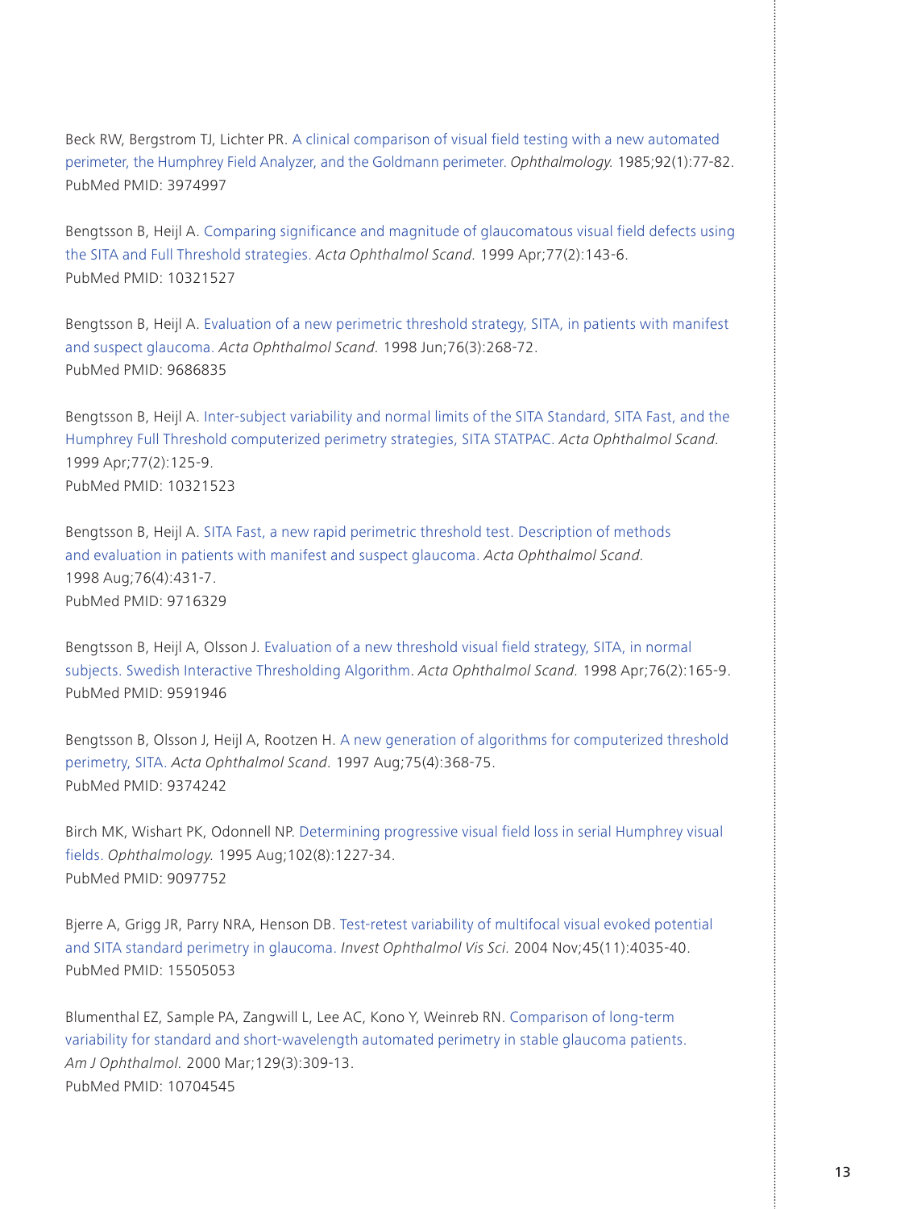Beck RW, Bergstrom TJ, Lichter PR. A clinical comparison of visual field testing with a new automated perimeter, the Humphrey Field Analyzer, and the Goldmann perimeter. *Ophthalmology.* 1985;92(1):77-82.
PubMed PMID: 3974997

Bengtsson B, Heijl A. Comparing significance and magnitude of glaucomatous visual field defects using the SITA and Full Threshold strategies. *Acta Ophthalmol Scand.* 1999 Apr;77(2):143-6.
PubMed PMID: 10321527

Bengtsson B, Heijl A. Evaluation of a new perimetric threshold strategy, SITA, in patients with manifest and suspect glaucoma. *Acta Ophthalmol Scand.* 1998 Jun;76(3):268-72.
PubMed PMID: 9686835

Bengtsson B, Heijl A. Inter-subject variability and normal limits of the SITA Standard, SITA Fast, and the Humphrey Full Threshold computerized perimetry strategies, SITA STATPAC. *Acta Ophthalmol Scand.* 1999 Apr;77(2):125-9.
PubMed PMID: 10321523

Bengtsson B, Heijl A. SITA Fast, a new rapid perimetric threshold test. Description of methods and evaluation in patients with manifest and suspect glaucoma. *Acta Ophthalmol Scand.* 1998 Aug;76(4):431-7.
PubMed PMID: 9716329

Bengtsson B, Heijl A, Olsson J. Evaluation of a new threshold visual field strategy, SITA, in normal subjects. Swedish Interactive Thresholding Algorithm. *Acta Ophthalmol Scand.* 1998 Apr;76(2):165-9.
PubMed PMID: 9591946

Bengtsson B, Olsson J, Heijl A, Rootzen H. A new generation of algorithms for computerized threshold perimetry, SITA. *Acta Ophthalmol Scand.* 1997 Aug;75(4):368-75.
PubMed PMID: 9374242

Birch MK, Wishart PK, Odonnell NP. Determining progressive visual field loss in serial Humphrey visual fields. *Ophthalmology.* 1995 Aug;102(8):1227-34.
PubMed PMID: 9097752

Bjerre A, Grigg JR, Parry NRA, Henson DB. Test-retest variability of multifocal visual evoked potential and SITA standard perimetry in glaucoma. *Invest Ophthalmol Vis Sci.* 2004 Nov;45(11):4035-40.
PubMed PMID: 15505053

Blumenthal EZ, Sample PA, Zangwill L, Lee AC, Kono Y, Weinreb RN. Comparison of long-term variability for standard and short-wavelength automated perimetry in stable glaucoma patients. *Am J Ophthalmol.* 2000 Mar;129(3):309-13.
PubMed PMID: 10704545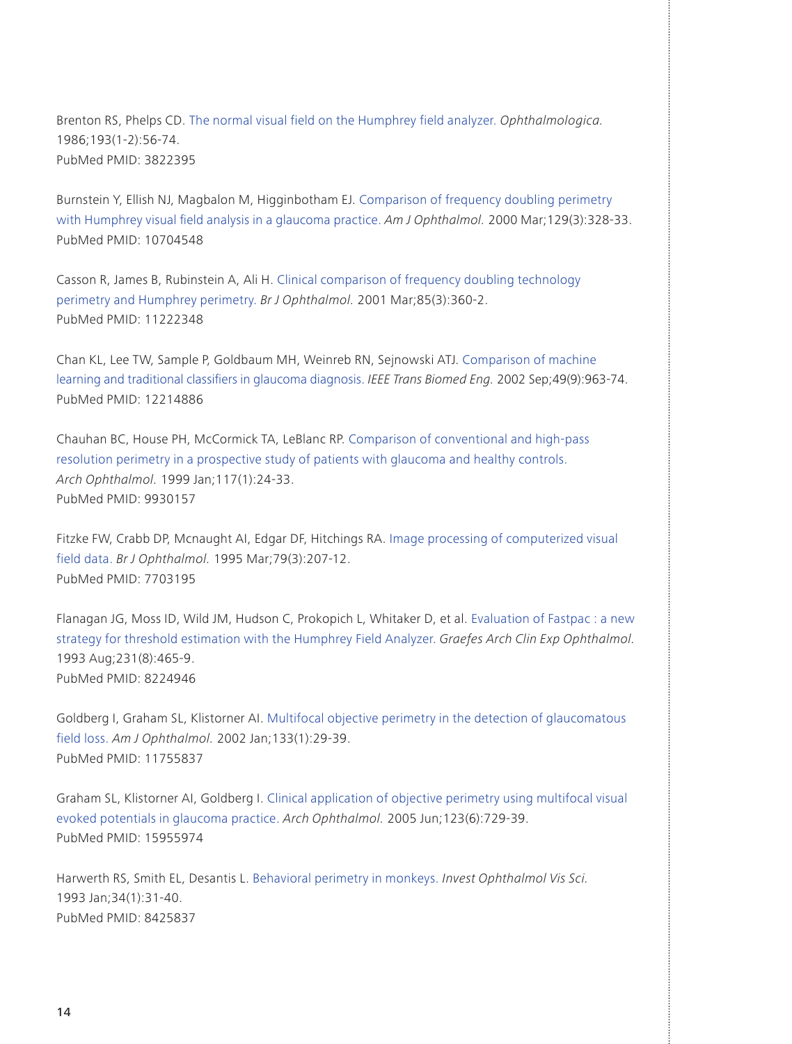Brenton RS, Phelps CD. The normal visual field on the Humphrey field analyzer. *Ophthalmologica.* 1986;193(1-2):56-74.
PubMed PMID: 3822395

Burnstein Y, Ellish NJ, Magbalon M, Higginbotham EJ. Comparison of frequency doubling perimetry with Humphrey visual field analysis in a glaucoma practice. *Am J Ophthalmol.* 2000 Mar;129(3):328-33.
PubMed PMID: 10704548

Casson R, James B, Rubinstein A, Ali H. Clinical comparison of frequency doubling technology perimetry and Humphrey perimetry. *Br J Ophthalmol.* 2001 Mar;85(3):360-2.
PubMed PMID: 11222348

Chan KL, Lee TW, Sample P, Goldbaum MH, Weinreb RN, Sejnowski ATJ. Comparison of machine learning and traditional classifiers in glaucoma diagnosis. *IEEE Trans Biomed Eng.* 2002 Sep;49(9):963-74.
PubMed PMID: 12214886

Chauhan BC, House PH, McCormick TA, LeBlanc RP. Comparison of conventional and high-pass resolution perimetry in a prospective study of patients with glaucoma and healthy controls. *Arch Ophthalmol.* 1999 Jan;117(1):24-33.
PubMed PMID: 9930157

Fitzke FW, Crabb DP, Mcnaught AI, Edgar DF, Hitchings RA. Image processing of computerized visual field data. *Br J Ophthalmol.* 1995 Mar;79(3):207-12.
PubMed PMID: 7703195

Flanagan JG, Moss ID, Wild JM, Hudson C, Prokopich L, Whitaker D, et al. Evaluation of Fastpac : a new strategy for threshold estimation with the Humphrey Field Analyzer. *Graefes Arch Clin Exp Ophthalmol.* 1993 Aug;231(8):465-9.
PubMed PMID: 8224946

Goldberg I, Graham SL, Klistorner AI. Multifocal objective perimetry in the detection of glaucomatous field loss. *Am J Ophthalmol.* 2002 Jan;133(1):29-39.
PubMed PMID: 11755837

Graham SL, Klistorner AI, Goldberg I. Clinical application of objective perimetry using multifocal visual evoked potentials in glaucoma practice. *Arch Ophthalmol.* 2005 Jun;123(6):729-39.
PubMed PMID: 15955974

Harwerth RS, Smith EL, Desantis L. Behavioral perimetry in monkeys. *Invest Ophthalmol Vis Sci.* 1993 Jan;34(1):31-40.
PubMed PMID: 8425837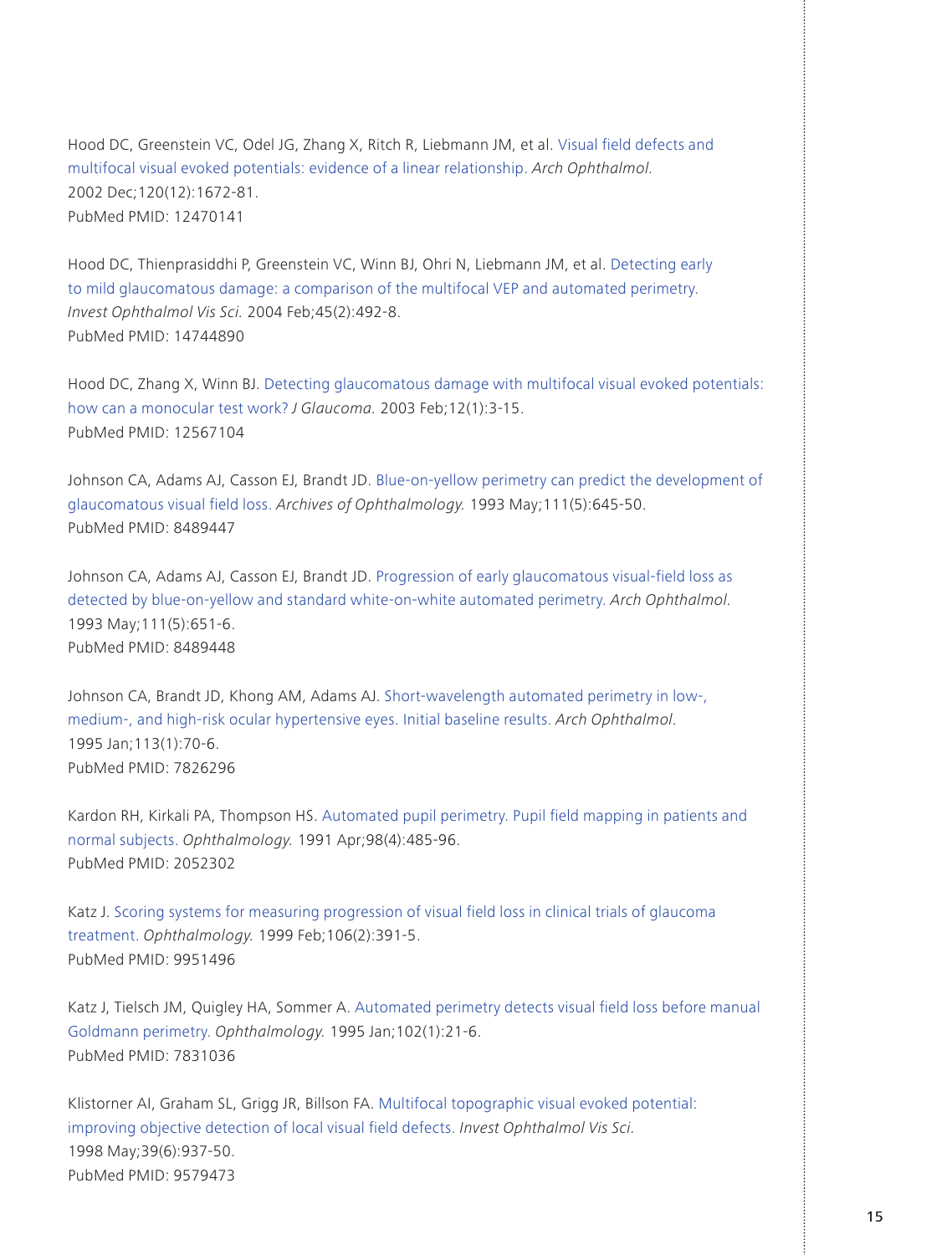Hood DC, Greenstein VC, Odel JG, Zhang X, Ritch R, Liebmann JM, et al. Visual field defects and multifocal visual evoked potentials: evidence of a linear relationship. *Arch Ophthalmol.* 2002 Dec;120(12):1672-81.
PubMed PMID: 12470141

Hood DC, Thienprasiddhi P, Greenstein VC, Winn BJ, Ohri N, Liebmann JM, et al. Detecting early to mild glaucomatous damage: a comparison of the multifocal VEP and automated perimetry. *Invest Ophthalmol Vis Sci.* 2004 Feb;45(2):492-8.
PubMed PMID: 14744890

Hood DC, Zhang X, Winn BJ. Detecting glaucomatous damage with multifocal visual evoked potentials: how can a monocular test work? *J Glaucoma.* 2003 Feb;12(1):3-15.
PubMed PMID: 12567104

Johnson CA, Adams AJ, Casson EJ, Brandt JD. Blue-on-yellow perimetry can predict the development of glaucomatous visual field loss. *Archives of Ophthalmology.* 1993 May;111(5):645-50.
PubMed PMID: 8489447

Johnson CA, Adams AJ, Casson EJ, Brandt JD. Progression of early glaucomatous visual-field loss as detected by blue-on-yellow and standard white-on-white automated perimetry. *Arch Ophthalmol.* 1993 May;111(5):651-6.
PubMed PMID: 8489448

Johnson CA, Brandt JD, Khong AM, Adams AJ. Short-wavelength automated perimetry in low-, medium-, and high-risk ocular hypertensive eyes. Initial baseline results. *Arch Ophthalmol.* 1995 Jan;113(1):70-6.
PubMed PMID: 7826296

Kardon RH, Kirkali PA, Thompson HS. Automated pupil perimetry. Pupil field mapping in patients and normal subjects. *Ophthalmology.* 1991 Apr;98(4):485-96.
PubMed PMID: 2052302

Katz J. Scoring systems for measuring progression of visual field loss in clinical trials of glaucoma treatment. *Ophthalmology.* 1999 Feb;106(2):391-5.
PubMed PMID: 9951496

Katz J, Tielsch JM, Quigley HA, Sommer A. Automated perimetry detects visual field loss before manual Goldmann perimetry. *Ophthalmology.* 1995 Jan;102(1):21-6.
PubMed PMID: 7831036

Klistorner AI, Graham SL, Grigg JR, Billson FA. Multifocal topographic visual evoked potential: improving objective detection of local visual field defects. *Invest Ophthalmol Vis Sci.* 1998 May;39(6):937-50.
PubMed PMID: 9579473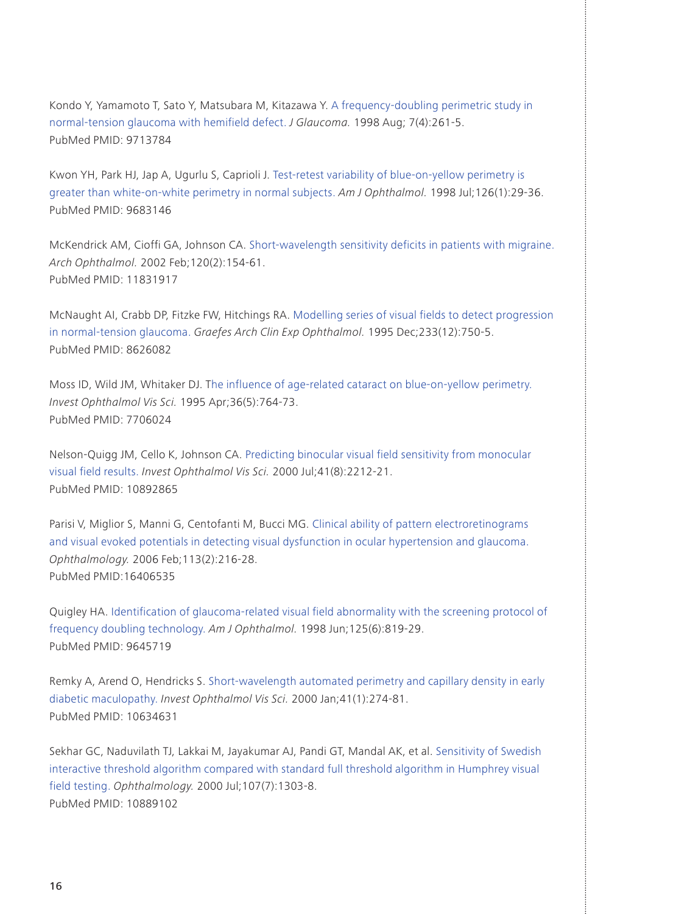Kondo Y, Yamamoto T, Sato Y, Matsubara M, Kitazawa Y. A frequency-doubling perimetric study in normal-tension glaucoma with hemifield defect. *J Glaucoma.* 1998 Aug; 7(4):261-5.
PubMed PMID: 9713784

Kwon YH, Park HJ, Jap A, Ugurlu S, Caprioli J. Test-retest variability of blue-on-yellow perimetry is greater than white-on-white perimetry in normal subjects. *Am J Ophthalmol.* 1998 Jul;126(1):29-36.
PubMed PMID: 9683146

McKendrick AM, Cioffi GA, Johnson CA. Short-wavelength sensitivity deficits in patients with migraine. *Arch Ophthalmol.* 2002 Feb;120(2):154-61.
PubMed PMID: 11831917

McNaught AI, Crabb DP, Fitzke FW, Hitchings RA. Modelling series of visual fields to detect progression in normal-tension glaucoma. *Graefes Arch Clin Exp Ophthalmol.* 1995 Dec;233(12):750-5.
PubMed PMID: 8626082

Moss ID, Wild JM, Whitaker DJ. The influence of age-related cataract on blue-on-yellow perimetry. *Invest Ophthalmol Vis Sci.* 1995 Apr;36(5):764-73.
PubMed PMID: 7706024

Nelson-Quigg JM, Cello K, Johnson CA. Predicting binocular visual field sensitivity from monocular visual field results. *Invest Ophthalmol Vis Sci.* 2000 Jul;41(8):2212-21.
PubMed PMID: 10892865

Parisi V, Miglior S, Manni G, Centofanti M, Bucci MG. Clinical ability of pattern electroretinograms and visual evoked potentials in detecting visual dysfunction in ocular hypertension and glaucoma. *Ophthalmology.* 2006 Feb;113(2):216-28.
PubMed PMID:16406535

Quigley HA. Identification of glaucoma-related visual field abnormality with the screening protocol of frequency doubling technology. *Am J Ophthalmol.* 1998 Jun;125(6):819-29.
PubMed PMID: 9645719

Remky A, Arend O, Hendricks S. Short-wavelength automated perimetry and capillary density in early diabetic maculopathy. *Invest Ophthalmol Vis Sci.* 2000 Jan;41(1):274-81.
PubMed PMID: 10634631

Sekhar GC, Naduvilath TJ, Lakkai M, Jayakumar AJ, Pandi GT, Mandal AK, et al. Sensitivity of Swedish interactive threshold algorithm compared with standard full threshold algorithm in Humphrey visual field testing. *Ophthalmology.* 2000 Jul;107(7):1303-8.
PubMed PMID: 10889102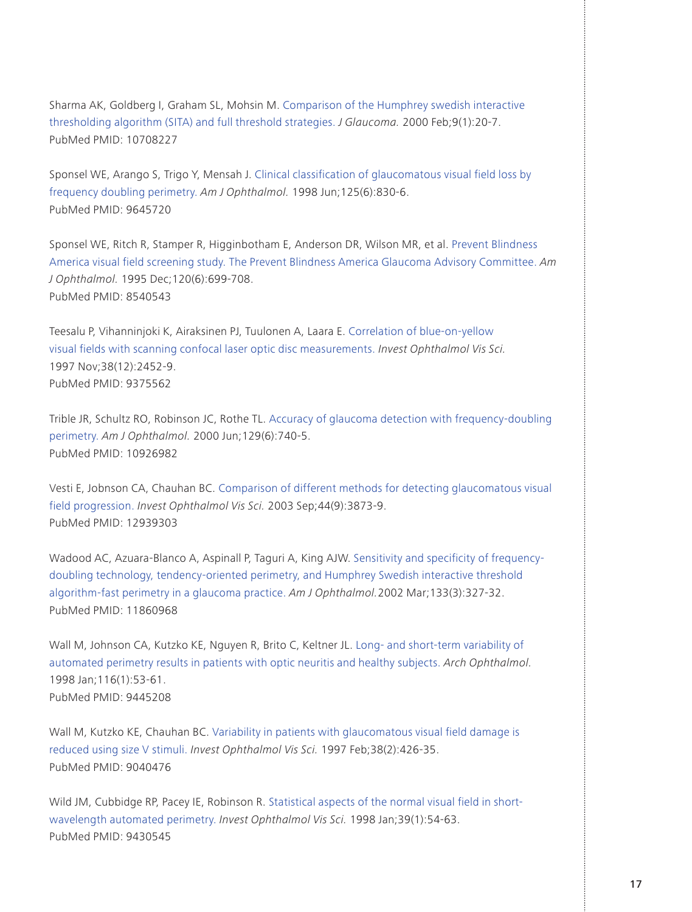Sharma AK, Goldberg I, Graham SL, Mohsin M. Comparison of the Humphrey swedish interactive thresholding algorithm (SITA) and full threshold strategies. *J Glaucoma.* 2000 Feb;9(1):20-7.
PubMed PMID: 10708227

Sponsel WE, Arango S, Trigo Y, Mensah J. Clinical classification of glaucomatous visual field loss by frequency doubling perimetry. *Am J Ophthalmol.* 1998 Jun;125(6):830-6.
PubMed PMID: 9645720

Sponsel WE, Ritch R, Stamper R, Higginbotham E, Anderson DR, Wilson MR, et al. Prevent Blindness America visual field screening study. The Prevent Blindness America Glaucoma Advisory Committee. *Am J Ophthalmol.* 1995 Dec;120(6):699-708.
PubMed PMID: 8540543

Teesalu P, Vihanninjoki K, Airaksinen PJ, Tuulonen A, Laara E. Correlation of blue-on-yellow visual fields with scanning confocal laser optic disc measurements. *Invest Ophthalmol Vis Sci.* 1997 Nov;38(12):2452-9.
PubMed PMID: 9375562

Trible JR, Schultz RO, Robinson JC, Rothe TL. Accuracy of glaucoma detection with frequency-doubling perimetry. *Am J Ophthalmol.* 2000 Jun;129(6):740-5.
PubMed PMID: 10926982

Vesti E, Jobnson CA, Chauhan BC. Comparison of different methods for detecting glaucomatous visual field progression. *Invest Ophthalmol Vis Sci.* 2003 Sep;44(9):3873-9.
PubMed PMID: 12939303

Wadood AC, Azuara-Blanco A, Aspinall P, Taguri A, King AJW. Sensitivity and specificity of frequency-doubling technology, tendency-oriented perimetry, and Humphrey Swedish interactive threshold algorithm-fast perimetry in a glaucoma practice. *Am J Ophthalmol.* 2002 Mar;133(3):327-32.
PubMed PMID: 11860968

Wall M, Johnson CA, Kutzko KE, Nguyen R, Brito C, Keltner JL. Long- and short-term variability of automated perimetry results in patients with optic neuritis and healthy subjects. *Arch Ophthalmol.* 1998 Jan;116(1):53-61.
PubMed PMID: 9445208

Wall M, Kutzko KE, Chauhan BC. Variability in patients with glaucomatous visual field damage is reduced using size V stimuli. *Invest Ophthalmol Vis Sci.* 1997 Feb;38(2):426-35.
PubMed PMID: 9040476

Wild JM, Cubbidge RP, Pacey IE, Robinson R. Statistical aspects of the normal visual field in short-wavelength automated perimetry. *Invest Ophthalmol Vis Sci.* 1998 Jan;39(1):54-63.
PubMed PMID: 9430545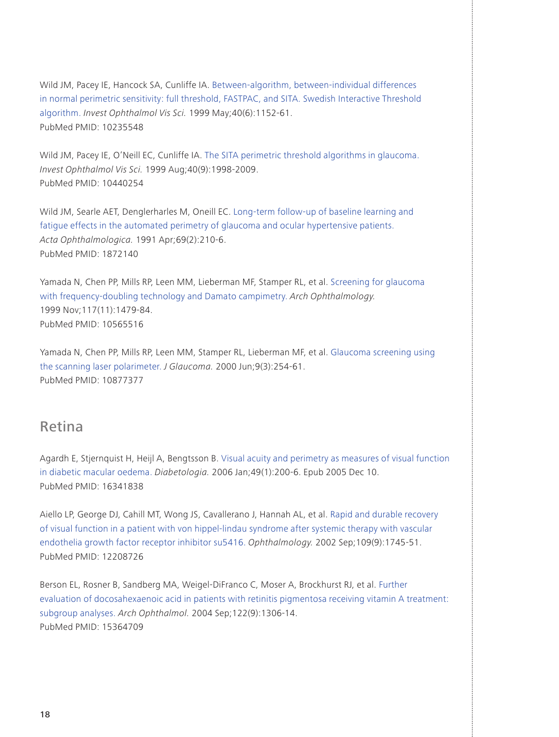Wild JM, Pacey IE, Hancock SA, Cunliffe IA. Between-algorithm, between-individual differences in normal perimetric sensitivity: full threshold, FASTPAC, and SITA. Swedish Interactive Threshold algorithm. *Invest Ophthalmol Vis Sci.* 1999 May;40(6):1152-61.
PubMed PMID: 10235548

Wild JM, Pacey IE, O'Neill EC, Cunliffe IA. The SITA perimetric threshold algorithms in glaucoma. *Invest Ophthalmol Vis Sci.* 1999 Aug;40(9):1998-2009.
PubMed PMID: 10440254

Wild JM, Searle AET, Denglerharles M, Oneill EC. Long-term follow-up of baseline learning and fatigue effects in the automated perimetry of glaucoma and ocular hypertensive patients. *Acta Ophthalmologica.* 1991 Apr;69(2):210-6.
PubMed PMID: 1872140

Yamada N, Chen PP, Mills RP, Leen MM, Lieberman MF, Stamper RL, et al. Screening for glaucoma with frequency-doubling technology and Damato campimetry. *Arch Ophthalmology.* 1999 Nov;117(11):1479-84.
PubMed PMID: 10565516

Yamada N, Chen PP, Mills RP, Leen MM, Stamper RL, Lieberman MF, et al. Glaucoma screening using the scanning laser polarimeter. *J Glaucoma.* 2000 Jun;9(3):254-61.
PubMed PMID: 10877377

## Retina

Agardh E, Stjernquist H, Heijl A, Bengtsson B. Visual acuity and perimetry as measures of visual function in diabetic macular oedema. *Diabetologia.* 2006 Jan;49(1):200-6. Epub 2005 Dec 10.
PubMed PMID: 16341838

Aiello LP, George DJ, Cahill MT, Wong JS, Cavallerano J, Hannah AL, et al. Rapid and durable recovery of visual function in a patient with von hippel-lindau syndrome after systemic therapy with vascular endothelia growth factor receptor inhibitor su5416. *Ophthalmology.* 2002 Sep;109(9):1745-51.
PubMed PMID: 12208726

Berson EL, Rosner B, Sandberg MA, Weigel-DiFranco C, Moser A, Brockhurst RJ, et al. Further evaluation of docosahexaenoic acid in patients with retinitis pigmentosa receiving vitamin A treatment: subgroup analyses. *Arch Ophthalmol.* 2004 Sep;122(9):1306-14.
PubMed PMID: 15364709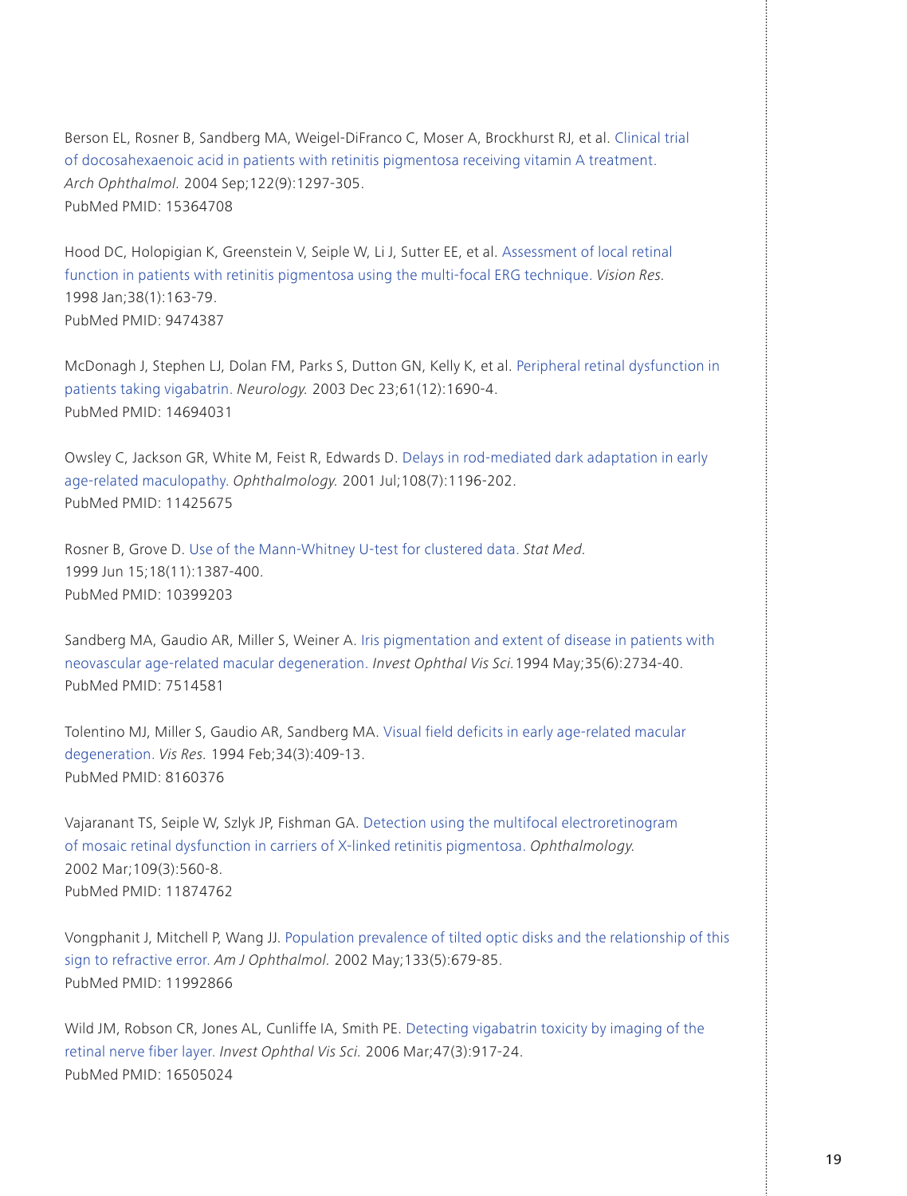Berson EL, Rosner B, Sandberg MA, Weigel-DiFranco C, Moser A, Brockhurst RJ, et al. Clinical trial of docosahexaenoic acid in patients with retinitis pigmentosa receiving vitamin A treatment. *Arch Ophthalmol.* 2004 Sep;122(9):1297-305.
PubMed PMID: 15364708

Hood DC, Holopigian K, Greenstein V, Seiple W, Li J, Sutter EE, et al. Assessment of local retinal function in patients with retinitis pigmentosa using the multi-focal ERG technique. *Vision Res.* 1998 Jan;38(1):163-79.
PubMed PMID: 9474387

McDonagh J, Stephen LJ, Dolan FM, Parks S, Dutton GN, Kelly K, et al. Peripheral retinal dysfunction in patients taking vigabatrin. *Neurology.* 2003 Dec 23;61(12):1690-4.
PubMed PMID: 14694031

Owsley C, Jackson GR, White M, Feist R, Edwards D. Delays in rod-mediated dark adaptation in early age-related maculopathy. *Ophthalmology.* 2001 Jul;108(7):1196-202.
PubMed PMID: 11425675

Rosner B, Grove D. Use of the Mann-Whitney U-test for clustered data. *Stat Med.* 1999 Jun 15;18(11):1387-400.
PubMed PMID: 10399203

Sandberg MA, Gaudio AR, Miller S, Weiner A. Iris pigmentation and extent of disease in patients with neovascular age-related macular degeneration. *Invest Ophthal Vis Sci.* 1994 May;35(6):2734-40.
PubMed PMID: 7514581

Tolentino MJ, Miller S, Gaudio AR, Sandberg MA. Visual field deficits in early age-related macular degeneration. *Vis Res.* 1994 Feb;34(3):409-13.
PubMed PMID: 8160376

Vajaranant TS, Seiple W, Szlyk JP, Fishman GA. Detection using the multifocal electroretinogram of mosaic retinal dysfunction in carriers of X-linked retinitis pigmentosa. *Ophthalmology.* 2002 Mar;109(3):560-8.
PubMed PMID: 11874762

Vongphanit J, Mitchell P, Wang JJ. Population prevalence of tilted optic disks and the relationship of this sign to refractive error. *Am J Ophthalmol.* 2002 May;133(5):679-85.
PubMed PMID: 11992866

Wild JM, Robson CR, Jones AL, Cunliffe IA, Smith PE. Detecting vigabatrin toxicity by imaging of the retinal nerve fiber layer. *Invest Ophthal Vis Sci.* 2006 Mar;47(3):917-24.
PubMed PMID: 16505024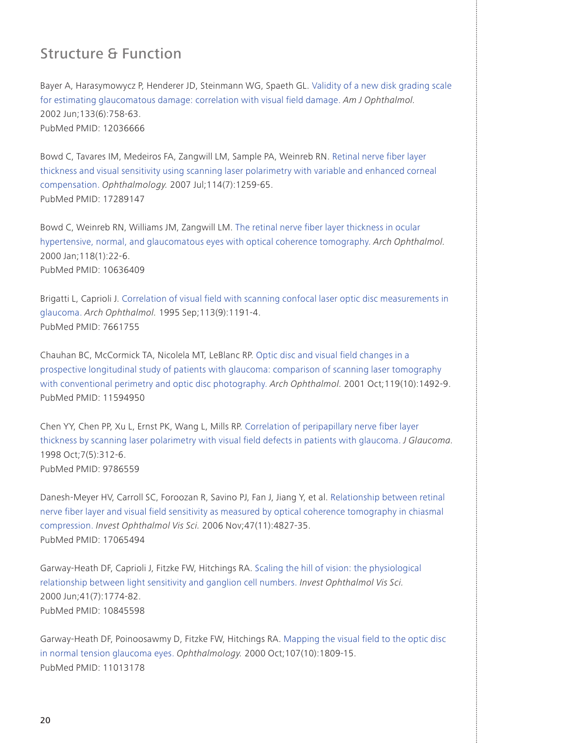## Structure & Function

Bayer A, Harasymowycz P, Henderer JD, Steinmann WG, Spaeth GL. Validity of a new disk grading scale for estimating glaucomatous damage: correlation with visual field damage. *Am J Ophthalmol.* 2002 Jun;133(6):758-63.
PubMed PMID: 12036666

Bowd C, Tavares IM, Medeiros FA, Zangwill LM, Sample PA, Weinreb RN. Retinal nerve fiber layer thickness and visual sensitivity using scanning laser polarimetry with variable and enhanced corneal compensation. *Ophthalmology.* 2007 Jul;114(7):1259-65.
PubMed PMID: 17289147

Bowd C, Weinreb RN, Williams JM, Zangwill LM. The retinal nerve fiber layer thickness in ocular hypertensive, normal, and glaucomatous eyes with optical coherence tomography. *Arch Ophthalmol.* 2000 Jan;118(1):22-6.
PubMed PMID: 10636409

Brigatti L, Caprioli J. Correlation of visual field with scanning confocal laser optic disc measurements in glaucoma. *Arch Ophthalmol.* 1995 Sep;113(9):1191-4.
PubMed PMID: 7661755

Chauhan BC, McCormick TA, Nicolela MT, LeBlanc RP. Optic disc and visual field changes in a prospective longitudinal study of patients with glaucoma: comparison of scanning laser tomography with conventional perimetry and optic disc photography. *Arch Ophthalmol.* 2001 Oct;119(10):1492-9.
PubMed PMID: 11594950

Chen YY, Chen PP, Xu L, Ernst PK, Wang L, Mills RP. Correlation of peripapillary nerve fiber layer thickness by scanning laser polarimetry with visual field defects in patients with glaucoma. *J Glaucoma.* 1998 Oct;7(5):312-6.
PubMed PMID: 9786559

Danesh-Meyer HV, Carroll SC, Foroozan R, Savino PJ, Fan J, Jiang Y, et al. Relationship between retinal nerve fiber layer and visual field sensitivity as measured by optical coherence tomography in chiasmal compression. *Invest Ophthalmol Vis Sci.* 2006 Nov;47(11):4827-35.
PubMed PMID: 17065494

Garway-Heath DF, Caprioli J, Fitzke FW, Hitchings RA. Scaling the hill of vision: the physiological relationship between light sensitivity and ganglion cell numbers. *Invest Ophthalmol Vis Sci.* 2000 Jun;41(7):1774-82.
PubMed PMID: 10845598

Garway-Heath DF, Poinoosawmy D, Fitzke FW, Hitchings RA. Mapping the visual field to the optic disc in normal tension glaucoma eyes. *Ophthalmology.* 2000 Oct;107(10):1809-15.
PubMed PMID: 11013178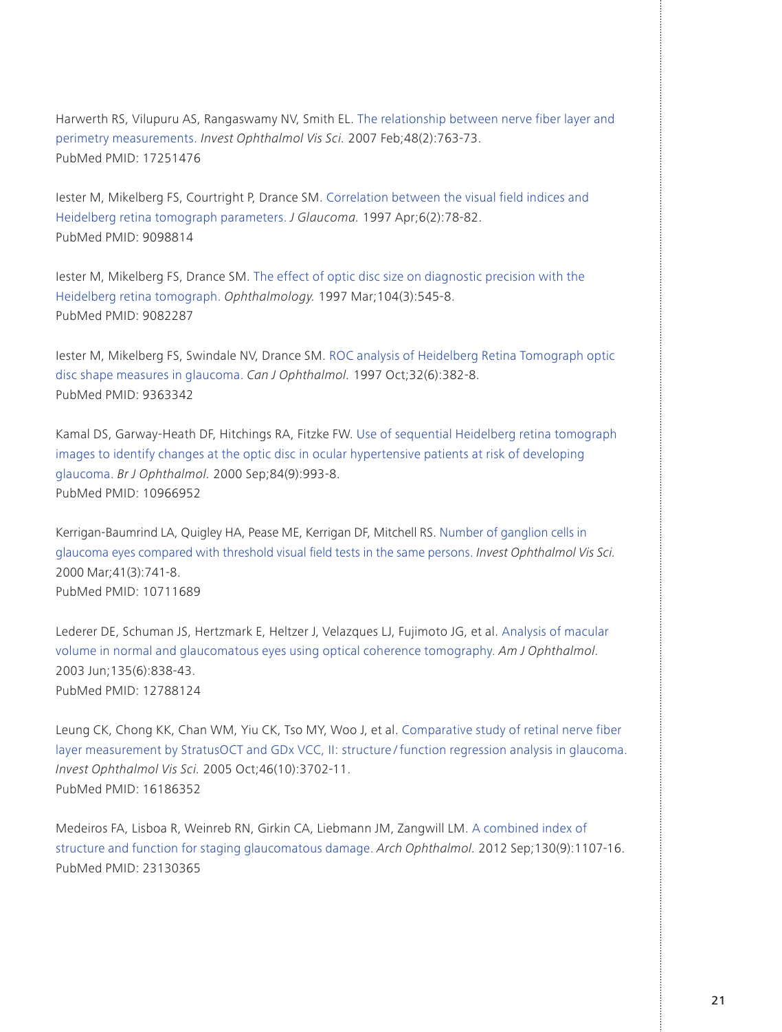Harwerth RS, Vilupuru AS, Rangaswamy NV, Smith EL. The relationship between nerve fiber layer and perimetry measurements. *Invest Ophthalmol Vis Sci.* 2007 Feb;48(2):763-73.
PubMed PMID: 17251476

Iester M, Mikelberg FS, Courtright P, Drance SM. Correlation between the visual field indices and Heidelberg retina tomograph parameters. *J Glaucoma.* 1997 Apr;6(2):78-82.
PubMed PMID: 9098814

Iester M, Mikelberg FS, Drance SM. The effect of optic disc size on diagnostic precision with the Heidelberg retina tomograph. *Ophthalmology.* 1997 Mar;104(3):545-8.
PubMed PMID: 9082287

Iester M, Mikelberg FS, Swindale NV, Drance SM. ROC analysis of Heidelberg Retina Tomograph optic disc shape measures in glaucoma. *Can J Ophthalmol.* 1997 Oct;32(6):382-8.
PubMed PMID: 9363342

Kamal DS, Garway-Heath DF, Hitchings RA, Fitzke FW. Use of sequential Heidelberg retina tomograph images to identify changes at the optic disc in ocular hypertensive patients at risk of developing glaucoma. *Br J Ophthalmol.* 2000 Sep;84(9):993-8.
PubMed PMID: 10966952

Kerrigan-Baumrind LA, Quigley HA, Pease ME, Kerrigan DF, Mitchell RS. Number of ganglion cells in glaucoma eyes compared with threshold visual field tests in the same persons. *Invest Ophthalmol Vis Sci.* 2000 Mar;41(3):741-8.
PubMed PMID: 10711689

Lederer DE, Schuman JS, Hertzmark E, Heltzer J, Velazques LJ, Fujimoto JG, et al. Analysis of macular volume in normal and glaucomatous eyes using optical coherence tomography. *Am J Ophthalmol.* 2003 Jun;135(6):838-43.
PubMed PMID: 12788124

Leung CK, Chong KK, Chan WM, Yiu CK, Tso MY, Woo J, et al. Comparative study of retinal nerve fiber layer measurement by StratusOCT and GDx VCC, II: structure / function regression analysis in glaucoma. *Invest Ophthalmol Vis Sci.* 2005 Oct;46(10):3702-11.
PubMed PMID: 16186352

Medeiros FA, Lisboa R, Weinreb RN, Girkin CA, Liebmann JM, Zangwill LM. A combined index of structure and function for staging glaucomatous damage. *Arch Ophthalmol.* 2012 Sep;130(9):1107-16.
PubMed PMID: 23130365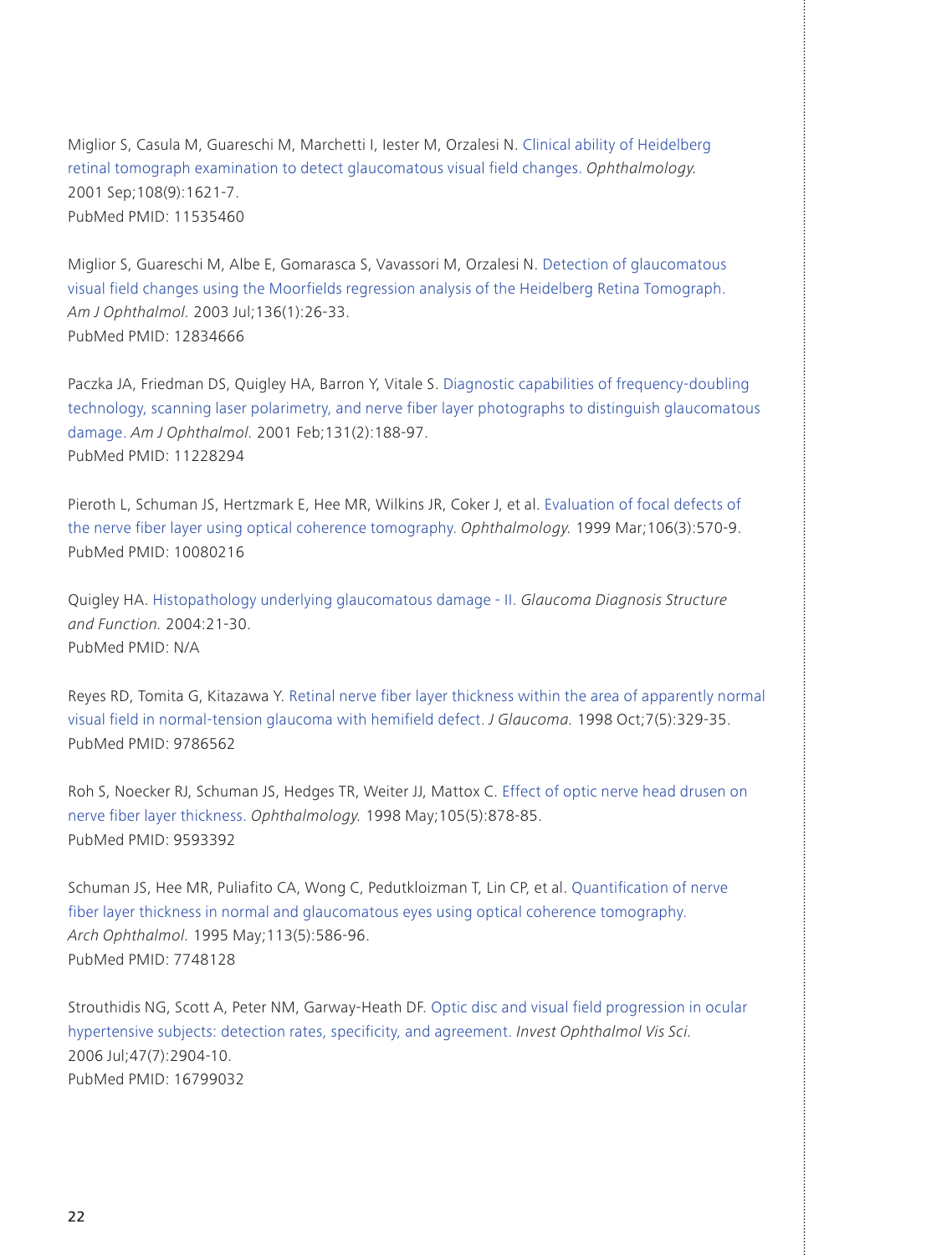Miglior S, Casula M, Guareschi M, Marchetti I, Iester M, Orzalesi N. Clinical ability of Heidelberg retinal tomograph examination to detect glaucomatous visual field changes. *Ophthalmology.* 2001 Sep;108(9):1621-7.
PubMed PMID: 11535460

Miglior S, Guareschi M, Albe E, Gomarasca S, Vavassori M, Orzalesi N. Detection of glaucomatous visual field changes using the Moorfields regression analysis of the Heidelberg Retina Tomograph. *Am J Ophthalmol.* 2003 Jul;136(1):26-33.
PubMed PMID: 12834666

Paczka JA, Friedman DS, Quigley HA, Barron Y, Vitale S. Diagnostic capabilities of frequency-doubling technology, scanning laser polarimetry, and nerve fiber layer photographs to distinguish glaucomatous damage. *Am J Ophthalmol.* 2001 Feb;131(2):188-97.
PubMed PMID: 11228294

Pieroth L, Schuman JS, Hertzmark E, Hee MR, Wilkins JR, Coker J, et al. Evaluation of focal defects of the nerve fiber layer using optical coherence tomography. *Ophthalmology.* 1999 Mar;106(3):570-9.
PubMed PMID: 10080216

Quigley HA. Histopathology underlying glaucomatous damage - II. *Glaucoma Diagnosis Structure and Function.* 2004:21-30.
PubMed PMID: N/A

Reyes RD, Tomita G, Kitazawa Y. Retinal nerve fiber layer thickness within the area of apparently normal visual field in normal-tension glaucoma with hemifield defect. *J Glaucoma.* 1998 Oct;7(5):329-35.
PubMed PMID: 9786562

Roh S, Noecker RJ, Schuman JS, Hedges TR, Weiter JJ, Mattox C. Effect of optic nerve head drusen on nerve fiber layer thickness. *Ophthalmology.* 1998 May;105(5):878-85.
PubMed PMID: 9593392

Schuman JS, Hee MR, Puliafito CA, Wong C, Pedutkloizman T, Lin CP, et al. Quantification of nerve fiber layer thickness in normal and glaucomatous eyes using optical coherence tomography. *Arch Ophthalmol.* 1995 May;113(5):586-96.
PubMed PMID: 7748128

Strouthidis NG, Scott A, Peter NM, Garway-Heath DF. Optic disc and visual field progression in ocular hypertensive subjects: detection rates, specificity, and agreement. *Invest Ophthalmol Vis Sci.* 2006 Jul;47(7):2904-10.
PubMed PMID: 16799032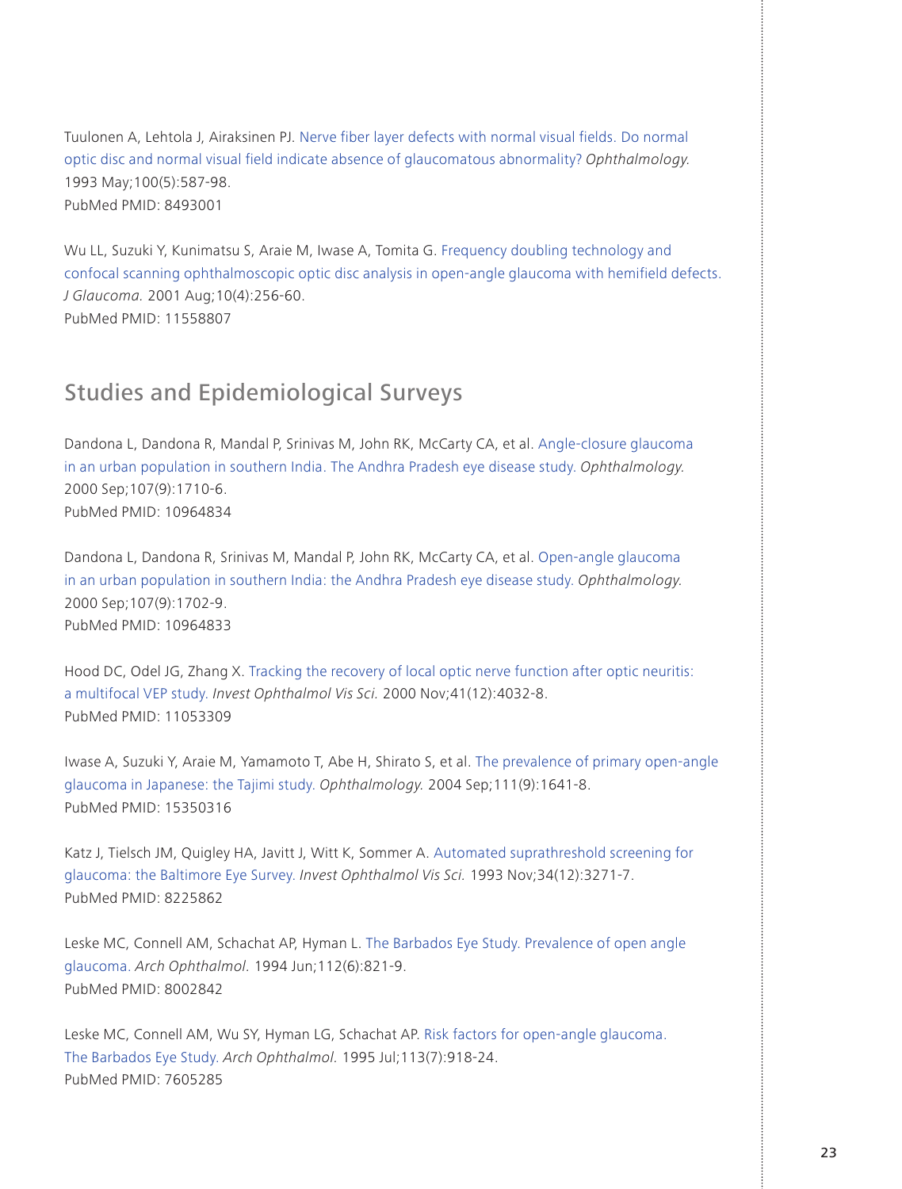Tuulonen A, Lehtola J, Airaksinen PJ. Nerve fiber layer defects with normal visual fields. Do normal optic disc and normal visual field indicate absence of glaucomatous abnormality? *Ophthalmology.* 1993 May;100(5):587-98.
PubMed PMID: 8493001

Wu LL, Suzuki Y, Kunimatsu S, Araie M, Iwase A, Tomita G. Frequency doubling technology and confocal scanning ophthalmoscopic optic disc analysis in open-angle glaucoma with hemifield defects. *J Glaucoma.* 2001 Aug;10(4):256-60.
PubMed PMID: 11558807

## Studies and Epidemiological Surveys

Dandona L, Dandona R, Mandal P, Srinivas M, John RK, McCarty CA, et al. Angle-closure glaucoma in an urban population in southern India. The Andhra Pradesh eye disease study. *Ophthalmology.* 2000 Sep;107(9):1710-6.
PubMed PMID: 10964834

Dandona L, Dandona R, Srinivas M, Mandal P, John RK, McCarty CA, et al. Open-angle glaucoma in an urban population in southern India: the Andhra Pradesh eye disease study. *Ophthalmology.* 2000 Sep;107(9):1702-9.
PubMed PMID: 10964833

Hood DC, Odel JG, Zhang X. Tracking the recovery of local optic nerve function after optic neuritis: a multifocal VEP study. *Invest Ophthalmol Vis Sci.* 2000 Nov;41(12):4032-8.
PubMed PMID: 11053309

Iwase A, Suzuki Y, Araie M, Yamamoto T, Abe H, Shirato S, et al. The prevalence of primary open-angle glaucoma in Japanese: the Tajimi study. *Ophthalmology.* 2004 Sep;111(9):1641-8.
PubMed PMID: 15350316

Katz J, Tielsch JM, Quigley HA, Javitt J, Witt K, Sommer A. Automated suprathreshold screening for glaucoma: the Baltimore Eye Survey. *Invest Ophthalmol Vis Sci.* 1993 Nov;34(12):3271-7.
PubMed PMID: 8225862

Leske MC, Connell AM, Schachat AP, Hyman L. The Barbados Eye Study. Prevalence of open angle glaucoma. *Arch Ophthalmol.* 1994 Jun;112(6):821-9.
PubMed PMID: 8002842

Leske MC, Connell AM, Wu SY, Hyman LG, Schachat AP. Risk factors for open-angle glaucoma. The Barbados Eye Study. *Arch Ophthalmol.* 1995 Jul;113(7):918-24.
PubMed PMID: 7605285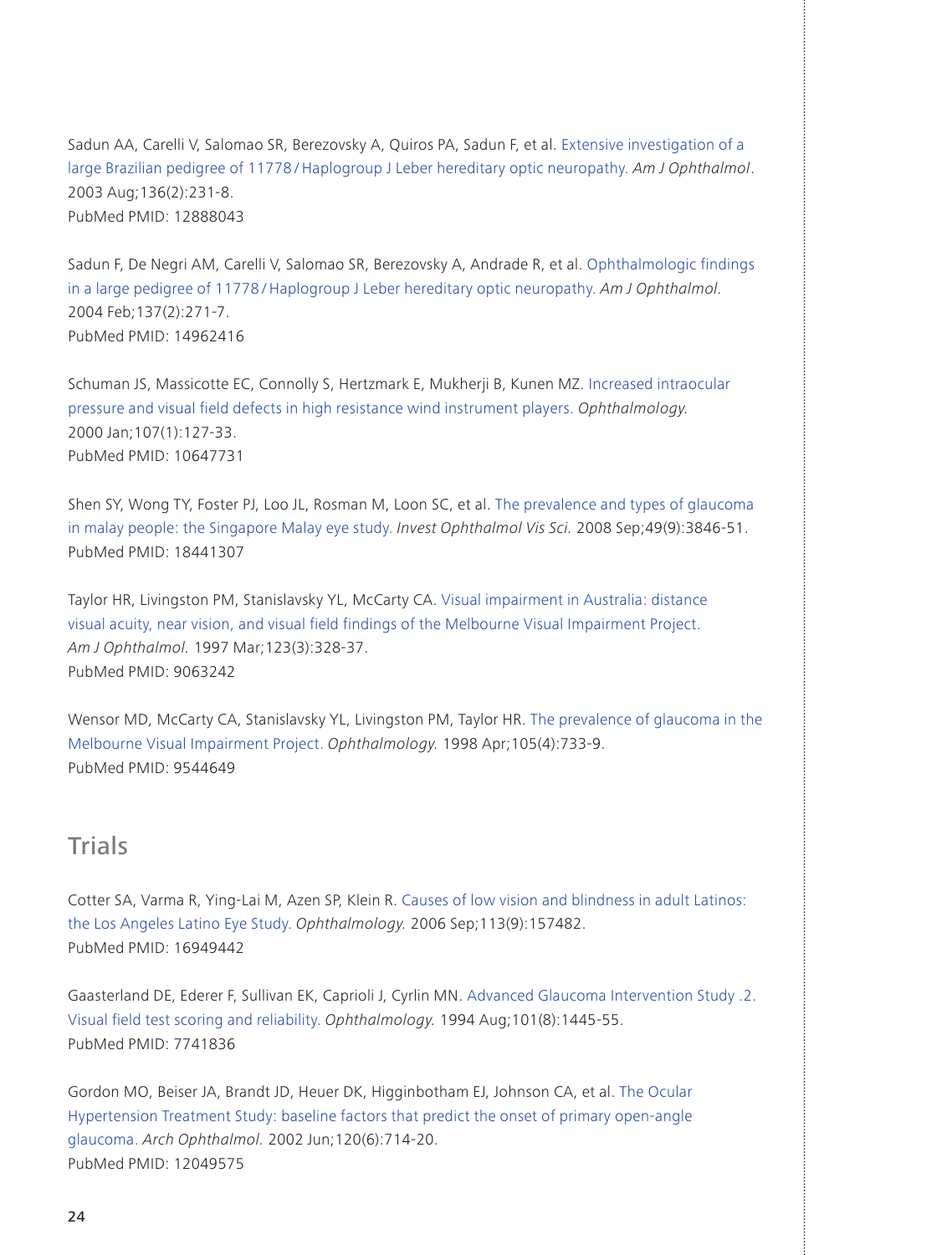Sadun AA, Carelli V, Salomao SR, Berezovsky A, Quiros PA, Sadun F, et al. Extensive investigation of a large Brazilian pedigree of 11778/Haplogroup J Leber hereditary optic neuropathy. *Am J Ophthalmol*. 2003 Aug;136(2):231-8.
PubMed PMID: 12888043

Sadun F, De Negri AM, Carelli V, Salomao SR, Berezovsky A, Andrade R, et al. Ophthalmologic findings in a large pedigree of 11778/Haplogroup J Leber hereditary optic neuropathy. *Am J Ophthalmol.* 2004 Feb;137(2):271-7.
PubMed PMID: 14962416

Schuman JS, Massicotte EC, Connolly S, Hertzmark E, Mukherji B, Kunen MZ. Increased intraocular pressure and visual field defects in high resistance wind instrument players. *Ophthalmology.* 2000 Jan;107(1):127-33.
PubMed PMID: 10647731

Shen SY, Wong TY, Foster PJ, Loo JL, Rosman M, Loon SC, et al. The prevalence and types of glaucoma in malay people: the Singapore Malay eye study. *Invest Ophthalmol Vis Sci.* 2008 Sep;49(9):3846-51.
PubMed PMID: 18441307

Taylor HR, Livingston PM, Stanislavsky YL, McCarty CA. Visual impairment in Australia: distance visual acuity, near vision, and visual field findings of the Melbourne Visual Impairment Project. *Am J Ophthalmol.* 1997 Mar;123(3):328-37.
PubMed PMID: 9063242

Wensor MD, McCarty CA, Stanislavsky YL, Livingston PM, Taylor HR. The prevalence of glaucoma in the Melbourne Visual Impairment Project. *Ophthalmology.* 1998 Apr;105(4):733-9.
PubMed PMID: 9544649

## Trials

Cotter SA, Varma R, Ying-Lai M, Azen SP, Klein R. Causes of low vision and blindness in adult Latinos: the Los Angeles Latino Eye Study. *Ophthalmology.* 2006 Sep;113(9):157482.
PubMed PMID: 16949442

Gaasterland DE, Ederer F, Sullivan EK, Caprioli J, Cyrlin MN. Advanced Glaucoma Intervention Study .2. Visual field test scoring and reliability. *Ophthalmology.* 1994 Aug;101(8):1445-55.
PubMed PMID: 7741836

Gordon MO, Beiser JA, Brandt JD, Heuer DK, Higginbotham EJ, Johnson CA, et al. The Ocular Hypertension Treatment Study: baseline factors that predict the onset of primary open-angle glaucoma. *Arch Ophthalmol.* 2002 Jun;120(6):714-20.
PubMed PMID: 12049575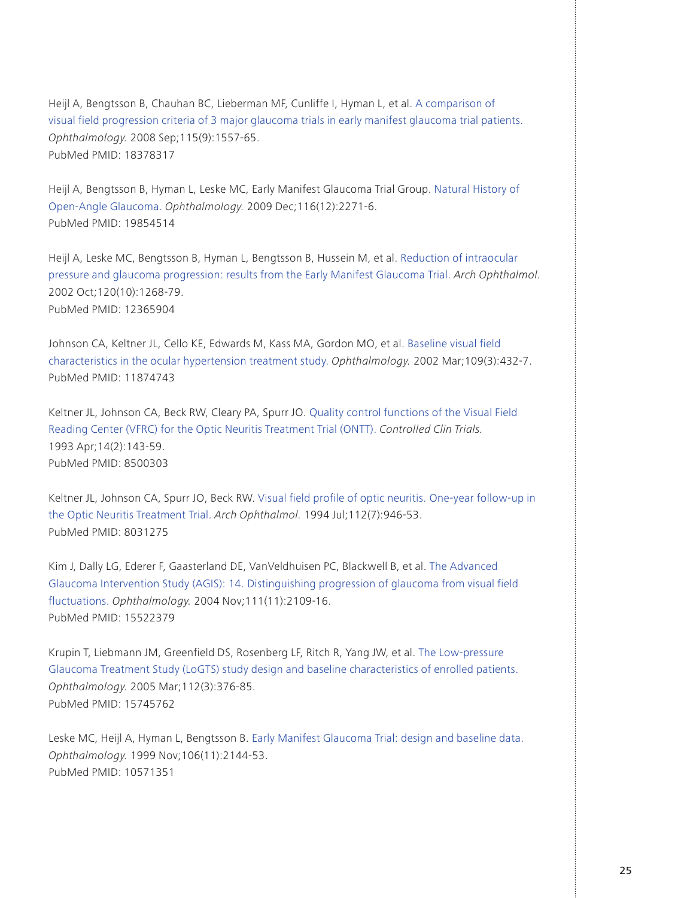Heijl A, Bengtsson B, Chauhan BC, Lieberman MF, Cunliffe I, Hyman L, et al. A comparison of visual field progression criteria of 3 major glaucoma trials in early manifest glaucoma trial patients. *Ophthalmology.* 2008 Sep;115(9):1557-65.
PubMed PMID: 18378317

Heijl A, Bengtsson B, Hyman L, Leske MC, Early Manifest Glaucoma Trial Group. Natural History of Open-Angle Glaucoma. *Ophthalmology.* 2009 Dec;116(12):2271-6.
PubMed PMID: 19854514

Heijl A, Leske MC, Bengtsson B, Hyman L, Bengtsson B, Hussein M, et al. Reduction of intraocular pressure and glaucoma progression: results from the Early Manifest Glaucoma Trial. *Arch Ophthalmol.* 2002 Oct;120(10):1268-79.
PubMed PMID: 12365904

Johnson CA, Keltner JL, Cello KE, Edwards M, Kass MA, Gordon MO, et al. Baseline visual field characteristics in the ocular hypertension treatment study. *Ophthalmology.* 2002 Mar;109(3):432-7.
PubMed PMID: 11874743

Keltner JL, Johnson CA, Beck RW, Cleary PA, Spurr JO. Quality control functions of the Visual Field Reading Center (VFRC) for the Optic Neuritis Treatment Trial (ONTT). *Controlled Clin Trials.* 1993 Apr;14(2):143-59.
PubMed PMID: 8500303

Keltner JL, Johnson CA, Spurr JO, Beck RW. Visual field profile of optic neuritis. One-year follow-up in the Optic Neuritis Treatment Trial. *Arch Ophthalmol.* 1994 Jul;112(7):946-53.
PubMed PMID: 8031275

Kim J, Dally LG, Ederer F, Gaasterland DE, VanVeldhuisen PC, Blackwell B, et al. The Advanced Glaucoma Intervention Study (AGIS): 14. Distinguishing progression of glaucoma from visual field fluctuations. *Ophthalmology.* 2004 Nov;111(11):2109-16.
PubMed PMID: 15522379

Krupin T, Liebmann JM, Greenfield DS, Rosenberg LF, Ritch R, Yang JW, et al. The Low-pressure Glaucoma Treatment Study (LoGTS) study design and baseline characteristics of enrolled patients. *Ophthalmology.* 2005 Mar;112(3):376-85.
PubMed PMID: 15745762

Leske MC, Heijl A, Hyman L, Bengtsson B. Early Manifest Glaucoma Trial: design and baseline data. *Ophthalmology.* 1999 Nov;106(11):2144-53.
PubMed PMID: 10571351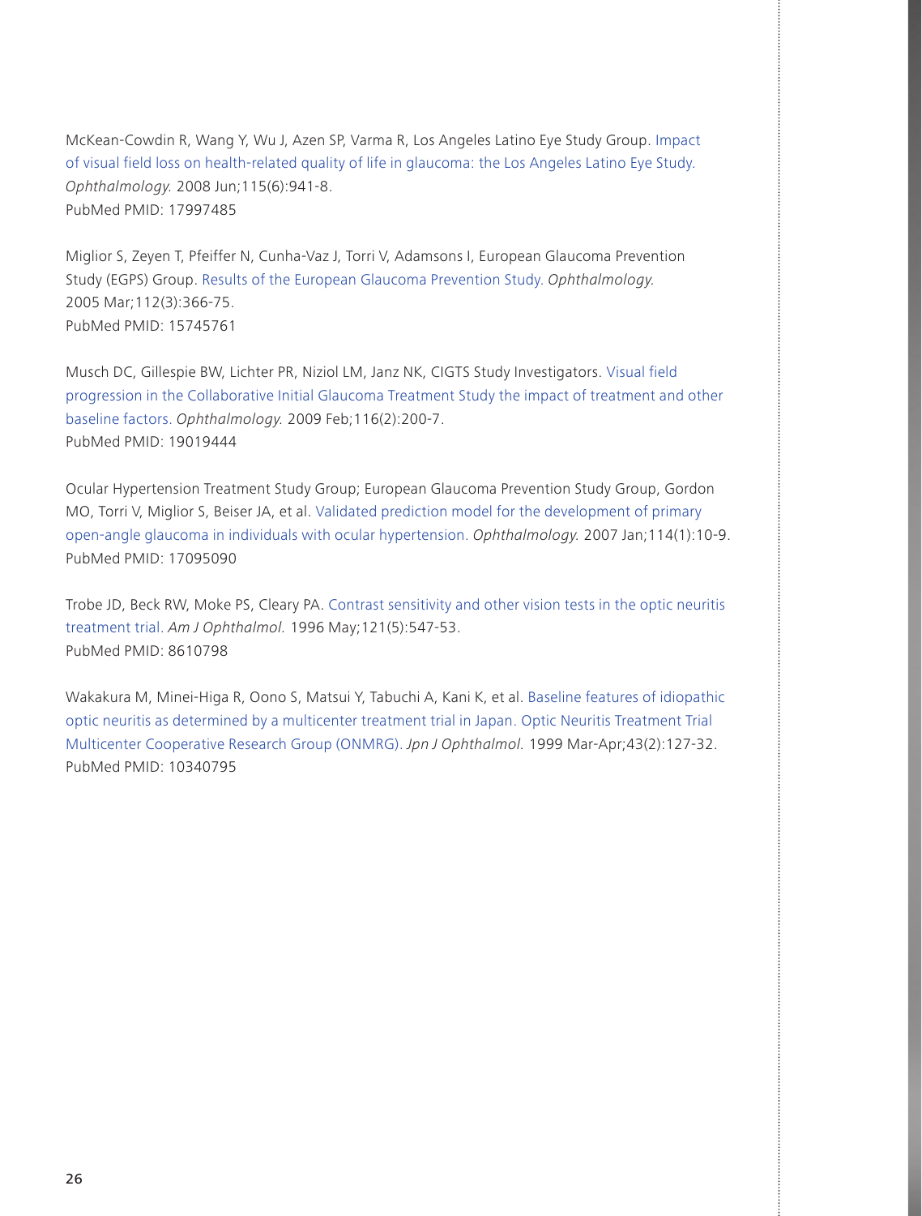McKean-Cowdin R, Wang Y, Wu J, Azen SP, Varma R, Los Angeles Latino Eye Study Group. Impact of visual field loss on health-related quality of life in glaucoma: the Los Angeles Latino Eye Study. *Ophthalmology.* 2008 Jun;115(6):941-8.
PubMed PMID: 17997485

Miglior S, Zeyen T, Pfeiffer N, Cunha-Vaz J, Torri V, Adamsons I, European Glaucoma Prevention Study (EGPS) Group. Results of the European Glaucoma Prevention Study. *Ophthalmology.* 2005 Mar;112(3):366-75.
PubMed PMID: 15745761

Musch DC, Gillespie BW, Lichter PR, Niziol LM, Janz NK, CIGTS Study Investigators. Visual field progression in the Collaborative Initial Glaucoma Treatment Study the impact of treatment and other baseline factors. *Ophthalmology.* 2009 Feb;116(2):200-7.
PubMed PMID: 19019444

Ocular Hypertension Treatment Study Group; European Glaucoma Prevention Study Group, Gordon MO, Torri V, Miglior S, Beiser JA, et al. Validated prediction model for the development of primary open-angle glaucoma in individuals with ocular hypertension. *Ophthalmology.* 2007 Jan;114(1):10-9.
PubMed PMID: 17095090

Trobe JD, Beck RW, Moke PS, Cleary PA. Contrast sensitivity and other vision tests in the optic neuritis treatment trial. *Am J Ophthalmol.* 1996 May;121(5):547-53.
PubMed PMID: 8610798

Wakakura M, Minei-Higa R, Oono S, Matsui Y, Tabuchi A, Kani K, et al. Baseline features of idiopathic optic neuritis as determined by a multicenter treatment trial in Japan. Optic Neuritis Treatment Trial Multicenter Cooperative Research Group (ONMRG). *Jpn J Ophthalmol.* 1999 Mar-Apr;43(2):127-32.
PubMed PMID: 10340795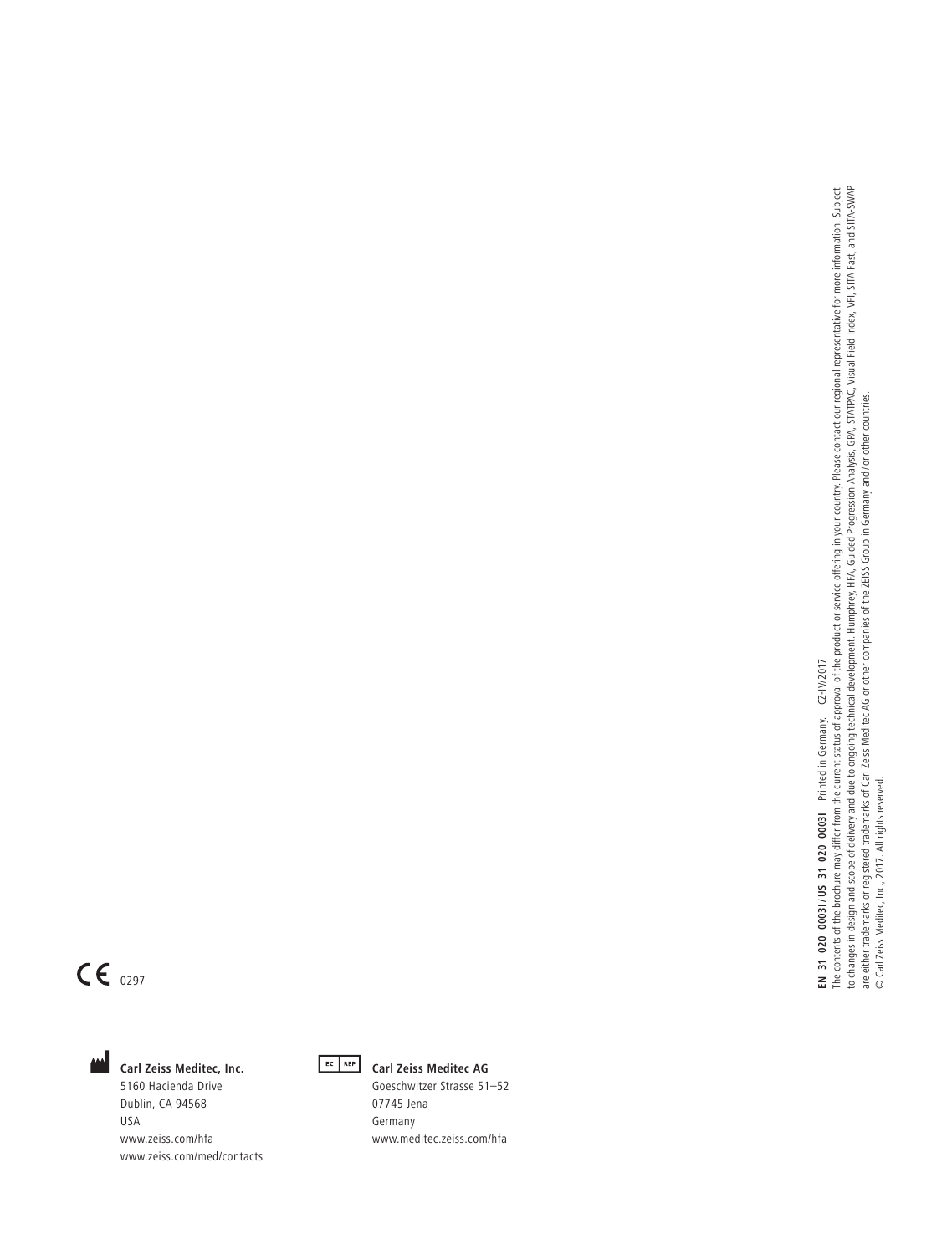**EN_31_020_0003I / US_31_020_0003I** Printed in Germany. CZ-IV/2017

The contents of the brochure may differ from the current status of approval of the product or service offering in your country. Please contact our regional representative for more information. Subject to changes in design and scope of delivery and due to ongoing technical development. Humphrey, HFA, Guided Progression Analysis, GPA, STATPAC, Visual Field Index, VFI, SITA Fast, and SITA-SWAP are either trademarks or registered trademarks of Carl Zeiss Meditec AG or other companies of the ZEISS Group in Germany and/or other countries.

© Carl Zeiss Meditec, Inc., 2017. All rights reserved.

CE 0297

**Carl Zeiss Meditec, Inc.**
5160 Hacienda Drive
Dublin, CA 94568
USA
www.zeiss.com/hfa
www.zeiss.com/med/contacts

EC REP

**Carl Zeiss Meditec AG**
Goeschwitzer Strasse 51–52
07745 Jena
Germany
www.meditec.zeiss.com/hfa